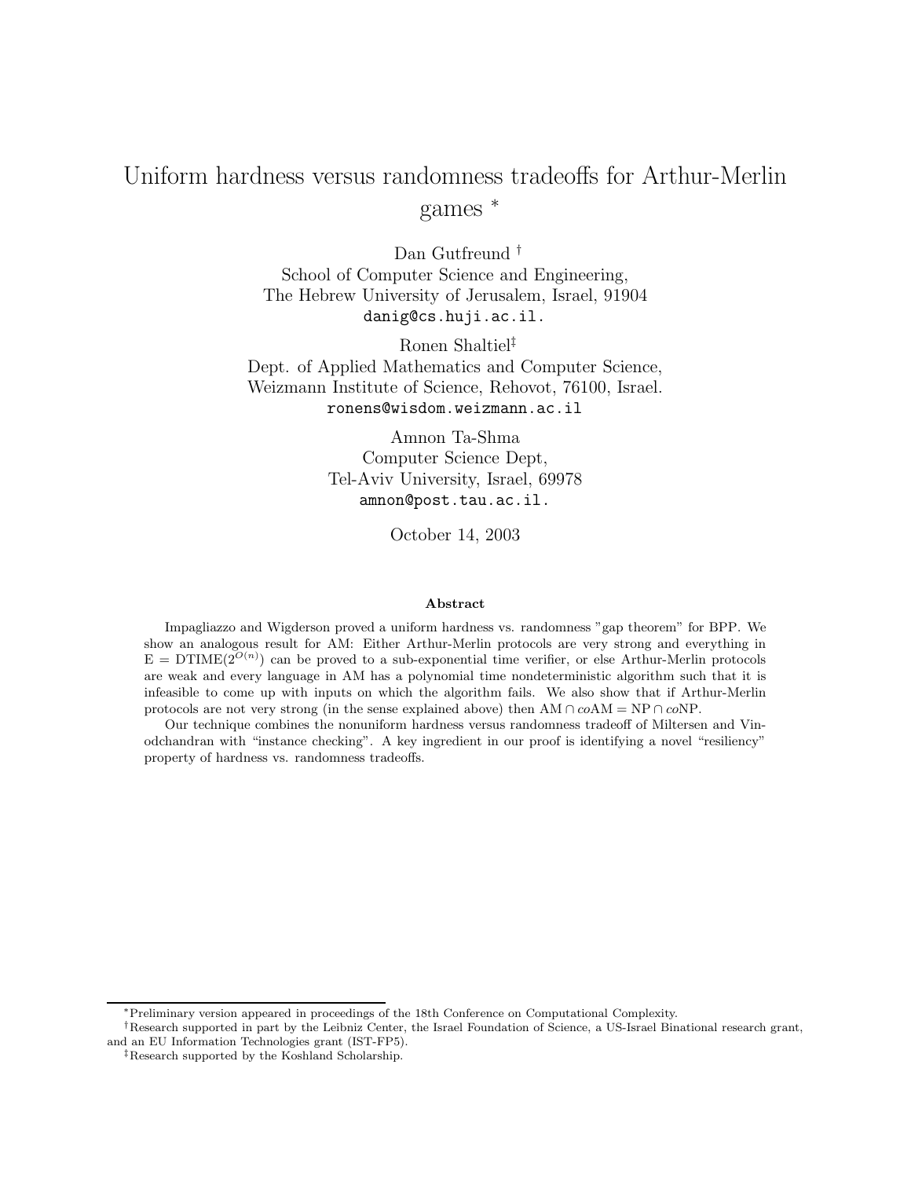# Uniform hardness versus randomness tradeoffs for Arthur-Merlin games [*]

Dan Gutfreund [†]
School of Computer Science and Engineering,
The Hebrew University of Jerusalem, Israel, 91904
danig@cs.huji.ac.il.

Ronen Shaltiel[‡]
Dept. of Applied Mathematics and Computer Science,
Weizmann Institute of Science, Rehovot, 76100, Israel.
ronens@wisdom.weizmann.ac.il

Amnon Ta-Shma
Computer Science Dept,
Tel-Aviv University, Israel, 69978
amnon@post.tau.ac.il.

October 14, 2003

**Abstract**

Impagliazzo and Wigderson proved a uniform hardness vs. randomness "gap theorem" for BPP. We show an analogous result for AM: Either Arthur-Merlin protocols are very strong and everything in $\mathrm{E} = \mathrm{DTIME}(2^{O(n)})$ can be proved to a sub-exponential time verifier, or else Arthur-Merlin protocols are weak and every language in AM has a polynomial time nondeterministic algorithm such that it is infeasible to come up with inputs on which the algorithm fails. We also show that if Arthur-Merlin protocols are not very strong (in the sense explained above) then $\mathrm{AM} \cap co\mathrm{AM} = \mathrm{NP} \cap co\mathrm{NP}$.

Our technique combines the nonuniform hardness versus randomness tradeoff of Miltersen and Vinodchandran with "instance checking". A key ingredient in our proof is identifying a novel "resiliency" property of hardness vs. randomness tradeoffs.

---

[*] Preliminary version appeared in proceedings of the 18th Conference on Computational Complexity.

[†] Research supported in part by the Leibniz Center, the Israel Foundation of Science, a US-Israel Binational research grant, and an EU Information Technologies grant (IST-FP5).

[‡] Research supported by the Koshland Scholarship.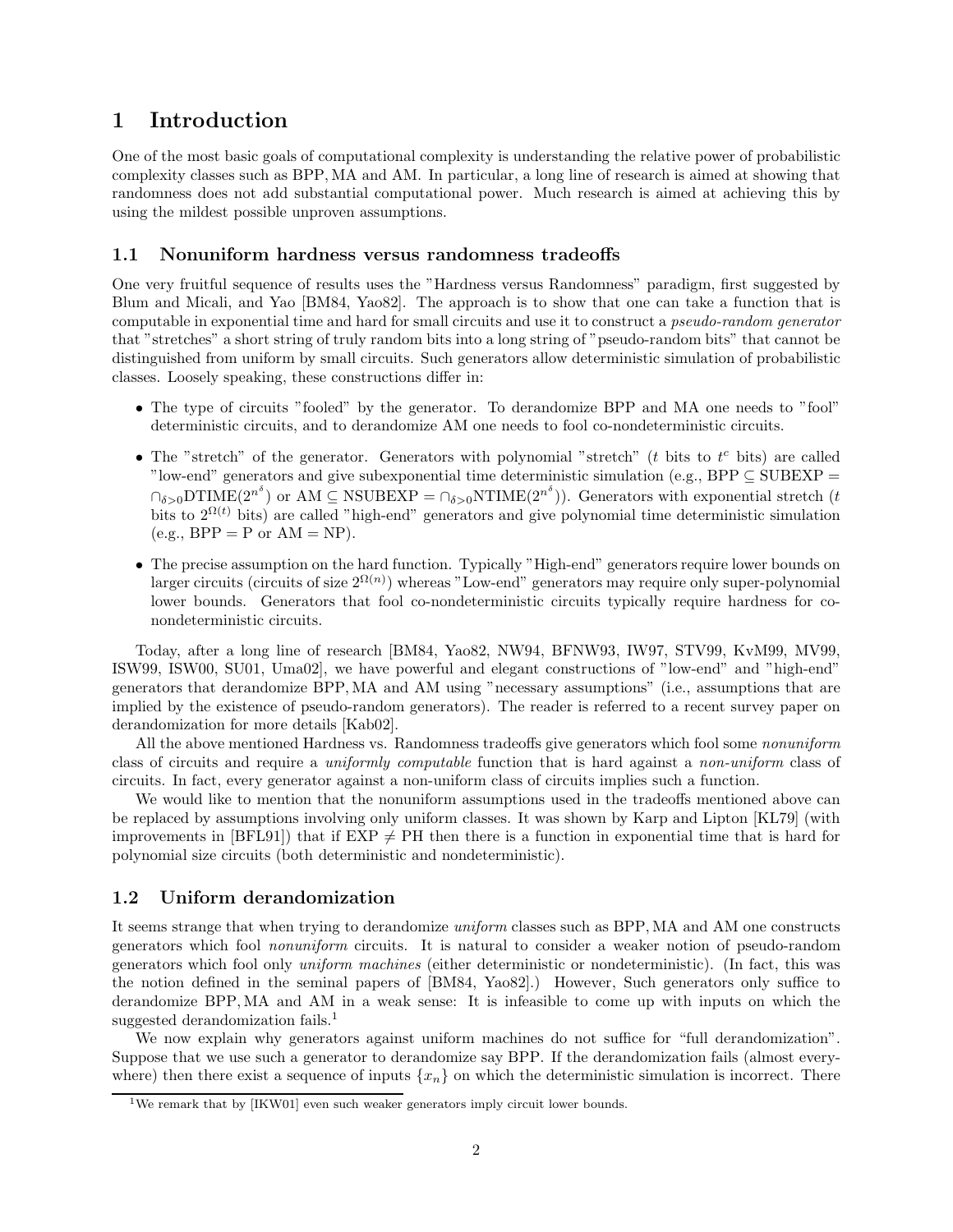# 1 Introduction

One of the most basic goals of computational complexity is understanding the relative power of probabilistic complexity classes such as BPP, MA and AM. In particular, a long line of research is aimed at showing that randomness does not add substantial computational power. Much research is aimed at achieving this by using the mildest possible unproven assumptions.

## 1.1 Nonuniform hardness versus randomness tradeoffs

One very fruitful sequence of results uses the "Hardness versus Randomness" paradigm, first suggested by Blum and Micali, and Yao [BM84, Yao82]. The approach is to show that one can take a function that is computable in exponential time and hard for small circuits and use it to construct a *pseudo-random generator* that "stretches" a short string of truly random bits into a long string of "pseudo-random bits" that cannot be distinguished from uniform by small circuits. Such generators allow deterministic simulation of probabilistic classes. Loosely speaking, these constructions differ in:

- The type of circuits "fooled" by the generator. To derandomize BPP and MA one needs to "fool" deterministic circuits, and to derandomize AM one needs to fool co-nondeterministic circuits.
- The "stretch" of the generator. Generators with polynomial "stretch" ($t$ bits to $t^c$ bits) are called "low-end" generators and give subexponential time deterministic simulation (e.g., $\mathrm{BPP} \subseteq \mathrm{SUBEXP} = \cap_{\delta>0}\mathrm{DTIME}(2^{n^\delta})$ or $\mathrm{AM} \subseteq \mathrm{NSUBEXP} = \cap_{\delta>0}\mathrm{NTIME}(2^{n^\delta})$). Generators with exponential stretch ($t$ bits to $2^{\Omega(t)}$ bits) are called "high-end" generators and give polynomial time deterministic simulation (e.g., BPP = P or AM = NP).
- The precise assumption on the hard function. Typically "High-end" generators require lower bounds on larger circuits (circuits of size $2^{\Omega(n)}$) whereas "Low-end" generators may require only super-polynomial lower bounds. Generators that fool co-nondeterministic circuits typically require hardness for co-nondeterministic circuits.

Today, after a long line of research [BM84, Yao82, NW94, BFNW93, IW97, STV99, KvM99, MV99, ISW99, ISW00, SU01, Uma02], we have powerful and elegant constructions of "low-end" and "high-end" generators that derandomize BPP, MA and AM using "necessary assumptions" (i.e., assumptions that are implied by the existence of pseudo-random generators). The reader is referred to a recent survey paper on derandomization for more details [Kab02].

All the above mentioned Hardness vs. Randomness tradeoffs give generators which fool some *nonuniform* class of circuits and require a *uniformly computable* function that is hard against a *non-uniform* class of circuits. In fact, every generator against a non-uniform class of circuits implies such a function.

We would like to mention that the nonuniform assumptions used in the tradeoffs mentioned above can be replaced by assumptions involving only uniform classes. It was shown by Karp and Lipton [KL79] (with improvements in [BFL91]) that if $\mathrm{EXP} \neq \mathrm{PH}$ then there is a function in exponential time that is hard for polynomial size circuits (both deterministic and nondeterministic).

## 1.2 Uniform derandomization

It seems strange that when trying to derandomize *uniform* classes such as BPP, MA and AM one constructs generators which fool *nonuniform* circuits. It is natural to consider a weaker notion of pseudo-random generators which fool only *uniform machines* (either deterministic or nondeterministic). (In fact, this was the notion defined in the seminal papers of [BM84, Yao82].) However, Such generators only suffice to derandomize BPP, MA and AM in a weak sense: It is infeasible to come up with inputs on which the suggested derandomization fails.[1]

We now explain why generators against uniform machines do not suffice for "full derandomization". Suppose that we use such a generator to derandomize say BPP. If the derandomization fails (almost everywhere) then there exist a sequence of inputs $\{x_n\}$ on which the deterministic simulation is incorrect. There

[1] We remark that by [IKW01] even such weaker generators imply circuit lower bounds.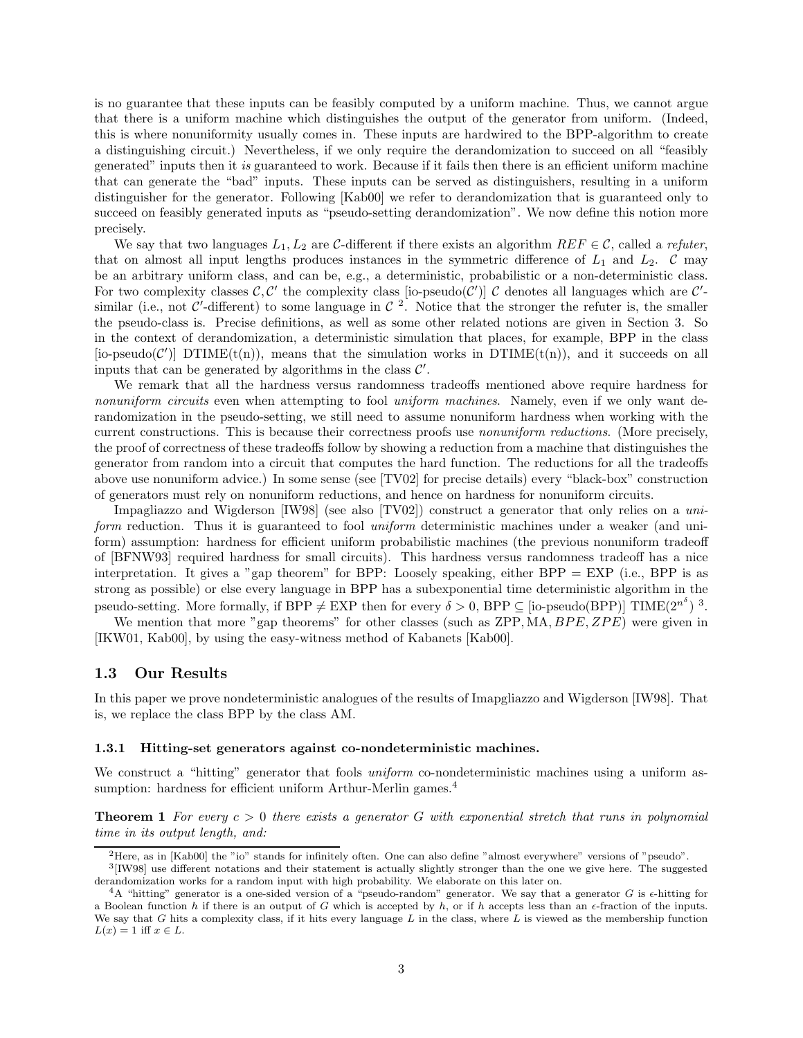is no guarantee that these inputs can be feasibly computed by a uniform machine. Thus, we cannot argue that there is a uniform machine which distinguishes the output of the generator from uniform. (Indeed, this is where nonuniformity usually comes in. These inputs are hardwired to the BPP-algorithm to create a distinguishing circuit.) Nevertheless, if we only require the derandomization to succeed on all "feasibly generated" inputs then it *is* guaranteed to work. Because if it fails then there is an efficient uniform machine that can generate the "bad" inputs. These inputs can be served as distinguishers, resulting in a uniform distinguisher for the generator. Following [Kab00] we refer to derandomization that is guaranteed only to succeed on feasibly generated inputs as "pseudo-setting derandomization". We now define this notion more precisely.

We say that two languages $L_1, L_2$ are $\mathcal{C}$-different if there exists an algorithm $REF \in \mathcal{C}$, called a *refuter*, that on almost all input lengths produces instances in the symmetric difference of $L_1$ and $L_2$. $\mathcal{C}$ may be an arbitrary uniform class, and can be, e.g., a deterministic, probabilistic or a non-deterministic class. For two complexity classes $\mathcal{C}, \mathcal{C}'$ the complexity class [io-pseudo($\mathcal{C}'$)] $\mathcal{C}$ denotes all languages which are $\mathcal{C}'$-similar (i.e., not $\mathcal{C}'$-different) to some language in $\mathcal{C}$ [2]. Notice that the stronger the refuter is, the smaller the pseudo-class is. Precise definitions, as well as some other related notions are given in Section 3. So in the context of derandomization, a deterministic simulation that places, for example, BPP in the class [io-pseudo($\mathcal{C}'$)] DTIME(t(n)), means that the simulation works in DTIME(t(n)), and it succeeds on all inputs that can be generated by algorithms in the class $\mathcal{C}'$.

We remark that all the hardness versus randomness tradeoffs mentioned above require hardness for *nonuniform circuits* even when attempting to fool *uniform machines*. Namely, even if we only want derandomization in the pseudo-setting, we still need to assume nonuniform hardness when working with the current constructions. This is because their correctness proofs use *nonuniform reductions*. (More precisely, the proof of correctness of these tradeoffs follow by showing a reduction from a machine that distinguishes the generator from random into a circuit that computes the hard function. The reductions for all the tradeoffs above use nonuniform advice.) In some sense (see [TV02] for precise details) every "black-box" construction of generators must rely on nonuniform reductions, and hence on hardness for nonuniform circuits.

Impagliazzo and Wigderson [IW98] (see also [TV02]) construct a generator that only relies on a *uniform* reduction. Thus it is guaranteed to fool *uniform* deterministic machines under a weaker (and uniform) assumption: hardness for efficient uniform probabilistic machines (the previous nonuniform tradeoff of [BFNW93] required hardness for small circuits). This hardness versus randomness tradeoff has a nice interpretation. It gives a "gap theorem" for BPP: Loosely speaking, either BPP = EXP (i.e., BPP is as strong as possible) or else every language in BPP has a subexponential time deterministic algorithm in the pseudo-setting. More formally, if BPP $\neq$ EXP then for every $\delta > 0$, BPP $\subseteq$ [io-pseudo(BPP)] TIME($2^{n^\delta}$) [3].

We mention that more "gap theorems" for other classes (such as ZPP, MA, $BPE$, $ZPE$) were given in [IKW01, Kab00], by using the easy-witness method of Kabanets [Kab00].

### 1.3 Our Results

In this paper we prove nondeterministic analogues of the results of Imapgliazzo and Wigderson [IW98]. That is, we replace the class BPP by the class AM.

#### 1.3.1 Hitting-set generators against co-nondeterministic machines.

We construct a "hitting" generator that fools *uniform* co-nondeterministic machines using a uniform assumption: hardness for efficient uniform Arthur-Merlin games.[4]

**Theorem 1** *For every $c > 0$ there exists a generator $G$ with exponential stretch that runs in polynomial time in its output length, and:*

---

[2] Here, as in [Kab00] the "io" stands for infinitely often. One can also define "almost everywhere" versions of "pseudo".

[3] [IW98] use different notations and their statement is actually slightly stronger than the one we give here. The suggested derandomization works for a random input with high probability. We elaborate on this later on.

[4] A "hitting" generator is a one-sided version of a "pseudo-random" generator. We say that a generator $G$ is $\epsilon$-hitting for a Boolean function $h$ if there is an output of $G$ which is accepted by $h$, or if $h$ accepts less than an $\epsilon$-fraction of the inputs. We say that $G$ hits a complexity class, if it hits every language $L$ in the class, where $L$ is viewed as the membership function $L(x) = 1$ iff $x \in L$.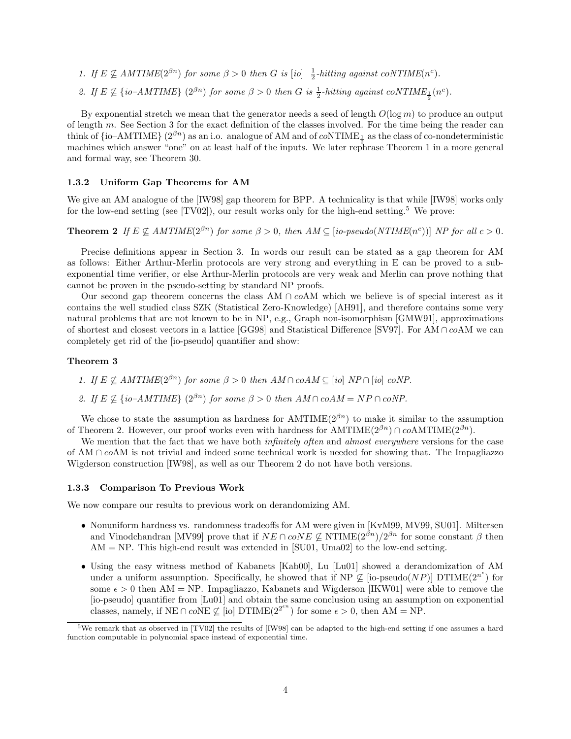1. *If* $E \not\subseteq AMTIME(2^{\beta n})$ *for some* $\beta > 0$ *then* $G$ *is* [io] $\frac{1}{2}$*-hitting against* $coNTIME(n^c)$*.*
2. *If* $E \not\subseteq$ {io–AMTIME} $(2^{\beta n})$ *for some* $\beta > 0$ *then* $G$ *is* $\frac{1}{2}$*-hitting against* $coNTIME_{\frac{1}{2}}(n^c)$*.*

By exponential stretch we mean that the generator needs a seed of length $O(\log m)$ to produce an output of length $m$. See Section 3 for the exact definition of the classes involved. For the time being the reader can think of {io–AMTIME} $(2^{\beta n})$ as an i.o. analogue of AM and of $co\text{NTIME}_{\frac{1}{2}}$ as the class of co-nondeterministic machines which answer "one" on at least half of the inputs. We later rephrase Theorem 1 in a more general and formal way, see Theorem 30.

### 1.3.2 Uniform Gap Theorems for AM

We give an AM analogue of the [IW98] gap theorem for BPP. A technicality is that while [IW98] works only for the low-end setting (see [TV02]), our result works only for the high-end setting.[5] We prove:

**Theorem 2** *If* $E \not\subseteq AMTIME(2^{\beta n})$ *for some* $\beta > 0$*, then* $AM \subseteq$ [io-pseudo($NTIME(n^c)$)] $NP$ *for all* $c > 0$*.*

Precise definitions appear in Section 3. In words our result can be stated as a gap theorem for AM as follows: Either Arthur-Merlin protocols are very strong and everything in E can be proved to a sub-exponential time verifier, or else Arthur-Merlin protocols are very weak and Merlin can prove nothing that cannot be proven in the pseudo-setting by standard NP proofs.

Our second gap theorem concerns the class AM $\cap$ *co*AM which we believe is of special interest as it contains the well studied class SZK (Statistical Zero-Knowledge) [AH91], and therefore contains some very natural problems that are not known to be in NP, e.g., Graph non-isomorphism [GMW91], approximations of shortest and closest vectors in a lattice [GG98] and Statistical Difference [SV97]. For AM $\cap$ *co*AM we can completely get rid of the [io-pseudo] quantifier and show:

**Theorem 3**

1. *If* $E \not\subseteq AMTIME(2^{\beta n})$ *for some* $\beta > 0$ *then* $AM \cap coAM \subseteq$ [io] $NP \cap$ [io] $coNP$*.*
2. *If* $E \not\subseteq$ {io–AMTIME} $(2^{\beta n})$ *for some* $\beta > 0$ *then* $AM \cap coAM = NP \cap coNP$*.*

We chose to state the assumption as hardness for AMTIME$(2^{\beta n})$ to make it similar to the assumption of Theorem 2. However, our proof works even with hardness for AMTIME$(2^{\beta n}) \cap co$AMTIME$(2^{\beta n})$.

We mention that the fact that we have both *infinitely often* and *almost everywhere* versions for the case of AM $\cap$ *co*AM is not trivial and indeed some technical work is needed for showing that. The Impagliazzo Wigderson construction [IW98], as well as our Theorem 2 do not have both versions.

### 1.3.3 Comparison To Previous Work

We now compare our results to previous work on derandomizing AM.

- Nonuniform hardness vs. randomness tradeoffs for AM were given in [KvM99, MV99, SU01]. Miltersen and Vinodchandran [MV99] prove that if $NE \cap coNE \not\subseteq$ NTIME$(2^{\beta n})/2^{\beta n}$ for some constant $\beta$ then AM = NP. This high-end result was extended in [SU01, Uma02] to the low-end setting.
- Using the easy witness method of Kabanets [Kab00], Lu [Lu01] showed a derandomization of AM under a uniform assumption. Specifically, he showed that if NP $\not\subseteq$ [io-pseudo($NP$)] DTIME$(2^{n^\epsilon})$ for some $\epsilon > 0$ then AM = NP. Impagliazzo, Kabanets and Wigderson [IKW01] were able to remove the [io-pseudo] quantifier from [Lu01] and obtain the same conclusion using an assumption on exponential classes, namely, if NE $\cap$ *co*NE $\not\subseteq$ [io] DTIME$(2^{2^{\epsilon n}})$ for some $\epsilon > 0$, then AM = NP.

[5] We remark that as observed in [TV02] the results of [IW98] can be adapted to the high-end setting if one assumes a hard function computable in polynomial space instead of exponential time.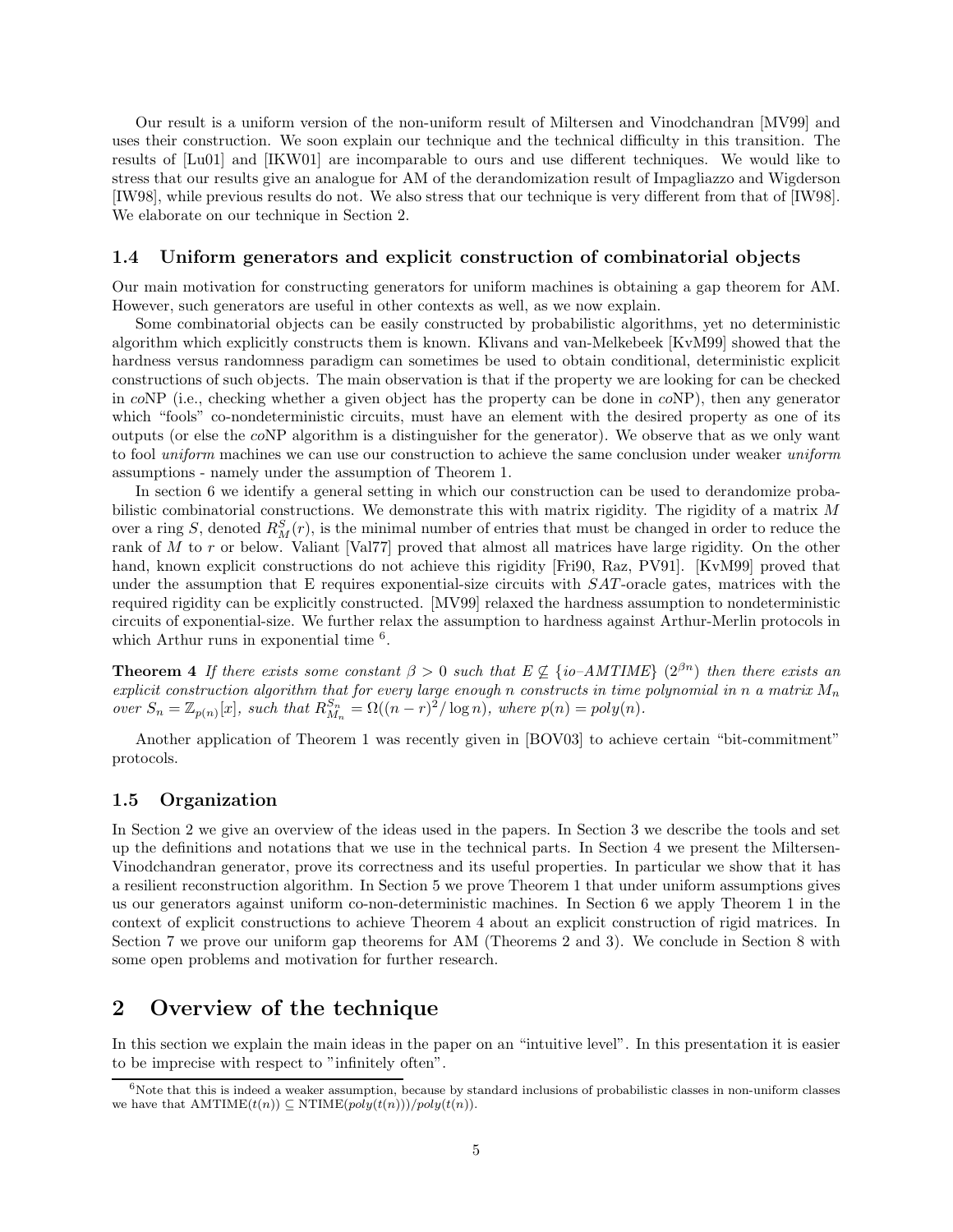Our result is a uniform version of the non-uniform result of Miltersen and Vinodchandran [MV99] and uses their construction. We soon explain our technique and the technical difficulty in this transition. The results of [Lu01] and [IKW01] are incomparable to ours and use different techniques. We would like to stress that our results give an analogue for AM of the derandomization result of Impagliazzo and Wigderson [IW98], while previous results do not. We also stress that our technique is very different from that of [IW98]. We elaborate on our technique in Section 2.

### 1.4 Uniform generators and explicit construction of combinatorial objects

Our main motivation for constructing generators for uniform machines is obtaining a gap theorem for AM. However, such generators are useful in other contexts as well, as we now explain.

Some combinatorial objects can be easily constructed by probabilistic algorithms, yet no deterministic algorithm which explicitly constructs them is known. Klivans and van-Melkebeek [KvM99] showed that the hardness versus randomness paradigm can sometimes be used to obtain conditional, deterministic explicit constructions of such objects. The main observation is that if the property we are looking for can be checked in *co*NP (i.e., checking whether a given object has the property can be done in *co*NP), then any generator which "fools" co-nondeterministic circuits, must have an element with the desired property as one of its outputs (or else the *co*NP algorithm is a distinguisher for the generator). We observe that as we only want to fool *uniform* machines we can use our construction to achieve the same conclusion under weaker *uniform* assumptions - namely under the assumption of Theorem 1.

In section 6 we identify a general setting in which our construction can be used to derandomize probabilistic combinatorial constructions. We demonstrate this with matrix rigidity. The rigidity of a matrix $M$ over a ring $S$, denoted $R^S_M(r)$, is the minimal number of entries that must be changed in order to reduce the rank of $M$ to $r$ or below. Valiant [Val77] proved that almost all matrices have large rigidity. On the other hand, known explicit constructions do not achieve this rigidity [Fri90, Raz, PV91]. [KvM99] proved that under the assumption that E requires exponential-size circuits with $SAT$-oracle gates, matrices with the required rigidity can be explicitly constructed. [MV99] relaxed the hardness assumption to nondeterministic circuits of exponential-size. We further relax the assumption to hardness against Arthur-Merlin protocols in which Arthur runs in exponential time [6].

**Theorem 4** *If there exists some constant $\beta > 0$ such that $E \not\subseteq \{io\text{–}AMTIME\}\ (2^{\beta n})$ then there exists an explicit construction algorithm that for every large enough $n$ constructs in time polynomial in $n$ a matrix $M_n$ over $S_n = \mathbb{Z}_{p(n)}[x]$, such that $R^{S_n}_{M_n} = \Omega((n-r)^2/\log n)$, where $p(n) = poly(n)$.*

Another application of Theorem 1 was recently given in [BOV03] to achieve certain "bit-commitment" protocols.

### 1.5 Organization

In Section 2 we give an overview of the ideas used in the papers. In Section 3 we describe the tools and set up the definitions and notations that we use in the technical parts. In Section 4 we present the Miltersen-Vinodchandran generator, prove its correctness and its useful properties. In particular we show that it has a resilient reconstruction algorithm. In Section 5 we prove Theorem 1 that under uniform assumptions gives us our generators against uniform co-non-deterministic machines. In Section 6 we apply Theorem 1 in the context of explicit constructions to achieve Theorem 4 about an explicit construction of rigid matrices. In Section 7 we prove our uniform gap theorems for AM (Theorems 2 and 3). We conclude in Section 8 with some open problems and motivation for further research.

## 2 Overview of the technique

In this section we explain the main ideas in the paper on an "intuitive level". In this presentation it is easier to be imprecise with respect to "infinitely often".

[6] Note that this is indeed a weaker assumption, because by standard inclusions of probabilistic classes in non-uniform classes we have that $\mathrm{AMTIME}(t(n)) \subseteq \mathrm{NTIME}(poly(t(n)))/poly(t(n))$.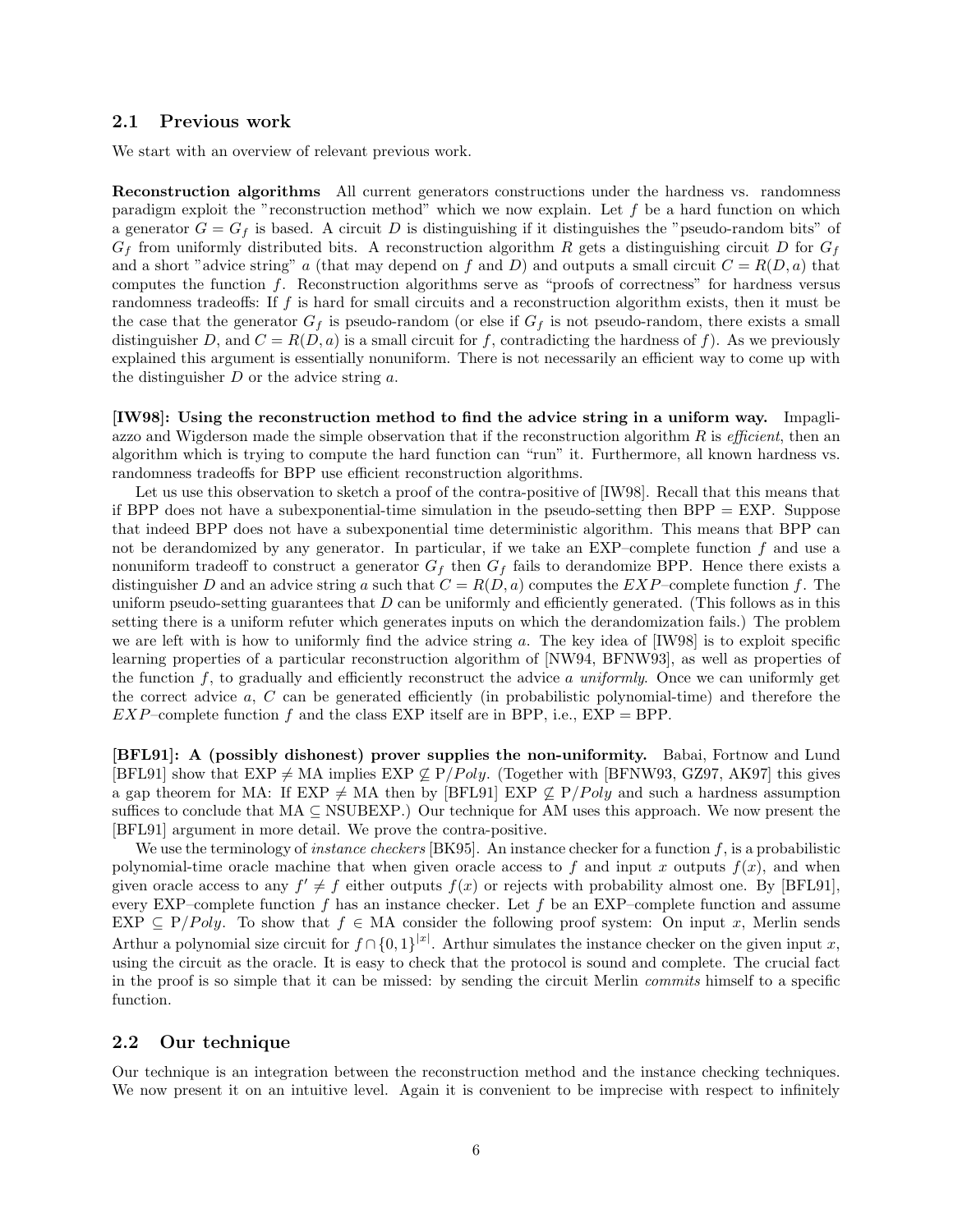## 2.1 Previous work

We start with an overview of relevant previous work.

**Reconstruction algorithms** All current generators constructions under the hardness vs. randomness paradigm exploit the "reconstruction method" which we now explain. Let $f$ be a hard function on which a generator $G = G_f$ is based. A circuit $D$ is distinguishing if it distinguishes the "pseudo-random bits" of $G_f$ from uniformly distributed bits. A reconstruction algorithm $R$ gets a distinguishing circuit $D$ for $G_f$ and a short "advice string" $a$ (that may depend on $f$ and $D$) and outputs a small circuit $C = R(D, a)$ that computes the function $f$. Reconstruction algorithms serve as "proofs of correctness" for hardness versus randomness tradeoffs: If $f$ is hard for small circuits and a reconstruction algorithm exists, then it must be the case that the generator $G_f$ is pseudo-random (or else if $G_f$ is not pseudo-random, there exists a small distinguisher $D$, and $C = R(D, a)$ is a small circuit for $f$, contradicting the hardness of $f$). As we previously explained this argument is essentially nonuniform. There is not necessarily an efficient way to come up with the distinguisher $D$ or the advice string $a$.

**[IW98]: Using the reconstruction method to find the advice string in a uniform way.** Impagliazzo and Wigderson made the simple observation that if the reconstruction algorithm $R$ is *efficient*, then an algorithm which is trying to compute the hard function can "run" it. Furthermore, all known hardness vs. randomness tradeoffs for BPP use efficient reconstruction algorithms.

Let us use this observation to sketch a proof of the contra-positive of [IW98]. Recall that this means that if BPP does not have a subexponential-time simulation in the pseudo-setting then BPP = EXP. Suppose that indeed BPP does not have a subexponential time deterministic algorithm. This means that BPP can not be derandomized by any generator. In particular, if we take an EXP–complete function $f$ and use a nonuniform tradeoff to construct a generator $G_f$ then $G_f$ fails to derandomize BPP. Hence there exists a distinguisher $D$ and an advice string $a$ such that $C = R(D, a)$ computes the $EXP$–complete function $f$. The uniform pseudo-setting guarantees that $D$ can be uniformly and efficiently generated. (This follows as in this setting there is a uniform refuter which generates inputs on which the derandomization fails.) The problem we are left with is how to uniformly find the advice string $a$. The key idea of [IW98] is to exploit specific learning properties of a particular reconstruction algorithm of [NW94, BFNW93], as well as properties of the function $f$, to gradually and efficiently reconstruct the advice $a$ *uniformly*. Once we can uniformly get the correct advice $a$, $C$ can be generated efficiently (in probabilistic polynomial-time) and therefore the $EXP$–complete function $f$ and the class EXP itself are in BPP, i.e., EXP = BPP.

**[BFL91]: A (possibly dishonest) prover supplies the non-uniformity.** Babai, Fortnow and Lund [BFL91] show that EXP $\neq$ MA implies EXP $\not\subseteq$ P/$Poly$. (Together with [BFNW93, GZ97, AK97] this gives a gap theorem for MA: If EXP $\neq$ MA then by [BFL91] EXP $\not\subseteq$ P/$Poly$ and such a hardness assumption suffices to conclude that MA $\subseteq$ NSUBEXP.) Our technique for AM uses this approach. We now present the [BFL91] argument in more detail. We prove the contra-positive.

We use the terminology of *instance checkers* [BK95]. An instance checker for a function $f$, is a probabilistic polynomial-time oracle machine that when given oracle access to $f$ and input $x$ outputs $f(x)$, and when given oracle access to any $f' \neq f$ either outputs $f(x)$ or rejects with probability almost one. By [BFL91], every EXP–complete function $f$ has an instance checker. Let $f$ be an EXP–complete function and assume EXP $\subseteq$ P/$Poly$. To show that $f \in$ MA consider the following proof system: On input $x$, Merlin sends Arthur a polynomial size circuit for $f \cap \{0,1\}^{|x|}$. Arthur simulates the instance checker on the given input $x$, using the circuit as the oracle. It is easy to check that the protocol is sound and complete. The crucial fact in the proof is so simple that it can be missed: by sending the circuit Merlin *commits* himself to a specific function.

## 2.2 Our technique

Our technique is an integration between the reconstruction method and the instance checking techniques. We now present it on an intuitive level. Again it is convenient to be imprecise with respect to infinitely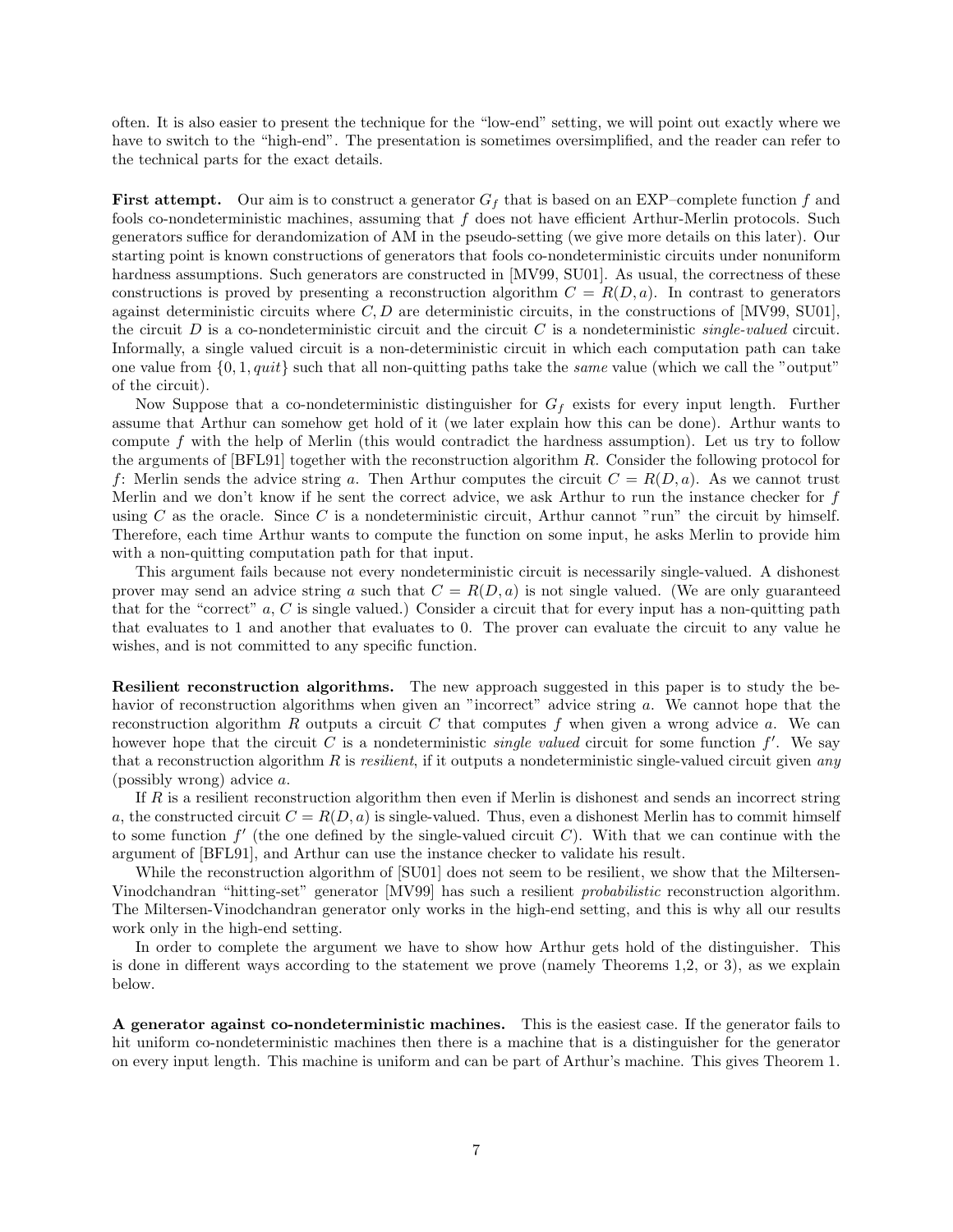often. It is also easier to present the technique for the "low-end" setting, we will point out exactly where we have to switch to the "high-end". The presentation is sometimes oversimplified, and the reader can refer to the technical parts for the exact details.

**First attempt.** Our aim is to construct a generator $G_f$ that is based on an EXP–complete function $f$ and fools co-nondeterministic machines, assuming that $f$ does not have efficient Arthur-Merlin protocols. Such generators suffice for derandomization of AM in the pseudo-setting (we give more details on this later). Our starting point is known constructions of generators that fools co-nondeterministic circuits under nonuniform hardness assumptions. Such generators are constructed in [MV99, SU01]. As usual, the correctness of these constructions is proved by presenting a reconstruction algorithm $C = R(D, a)$. In contrast to generators against deterministic circuits where $C, D$ are deterministic circuits, in the constructions of [MV99, SU01], the circuit $D$ is a co-nondeterministic circuit and the circuit $C$ is a nondeterministic *single-valued* circuit. Informally, a single valued circuit is a non-deterministic circuit in which each computation path can take one value from $\{0, 1, quit\}$ such that all non-quitting paths take the *same* value (which we call the "output" of the circuit).

Now Suppose that a co-nondeterministic distinguisher for $G_f$ exists for every input length. Further assume that Arthur can somehow get hold of it (we later explain how this can be done). Arthur wants to compute $f$ with the help of Merlin (this would contradict the hardness assumption). Let us try to follow the arguments of [BFL91] together with the reconstruction algorithm $R$. Consider the following protocol for $f$: Merlin sends the advice string $a$. Then Arthur computes the circuit $C = R(D, a)$. As we cannot trust Merlin and we don't know if he sent the correct advice, we ask Arthur to run the instance checker for $f$ using $C$ as the oracle. Since $C$ is a nondeterministic circuit, Arthur cannot "run" the circuit by himself. Therefore, each time Arthur wants to compute the function on some input, he asks Merlin to provide him with a non-quitting computation path for that input.

This argument fails because not every nondeterministic circuit is necessarily single-valued. A dishonest prover may send an advice string $a$ such that $C = R(D, a)$ is not single valued. (We are only guaranteed that for the "correct" $a$, $C$ is single valued.) Consider a circuit that for every input has a non-quitting path that evaluates to 1 and another that evaluates to 0. The prover can evaluate the circuit to any value he wishes, and is not committed to any specific function.

**Resilient reconstruction algorithms.** The new approach suggested in this paper is to study the behavior of reconstruction algorithms when given an "incorrect" advice string $a$. We cannot hope that the reconstruction algorithm $R$ outputs a circuit $C$ that computes $f$ when given a wrong advice $a$. We can however hope that the circuit $C$ is a nondeterministic *single valued* circuit for some function $f'$. We say that a reconstruction algorithm $R$ is *resilient*, if it outputs a nondeterministic single-valued circuit given *any* (possibly wrong) advice $a$.

If $R$ is a resilient reconstruction algorithm then even if Merlin is dishonest and sends an incorrect string $a$, the constructed circuit $C = R(D, a)$ is single-valued. Thus, even a dishonest Merlin has to commit himself to some function $f'$ (the one defined by the single-valued circuit $C$). With that we can continue with the argument of [BFL91], and Arthur can use the instance checker to validate his result.

While the reconstruction algorithm of [SU01] does not seem to be resilient, we show that the Miltersen-Vinodchandran "hitting-set" generator [MV99] has such a resilient *probabilistic* reconstruction algorithm. The Miltersen-Vinodchandran generator only works in the high-end setting, and this is why all our results work only in the high-end setting.

In order to complete the argument we have to show how Arthur gets hold of the distinguisher. This is done in different ways according to the statement we prove (namely Theorems 1,2, or 3), as we explain below.

**A generator against co-nondeterministic machines.** This is the easiest case. If the generator fails to hit uniform co-nondeterministic machines then there is a machine that is a distinguisher for the generator on every input length. This machine is uniform and can be part of Arthur's machine. This gives Theorem 1.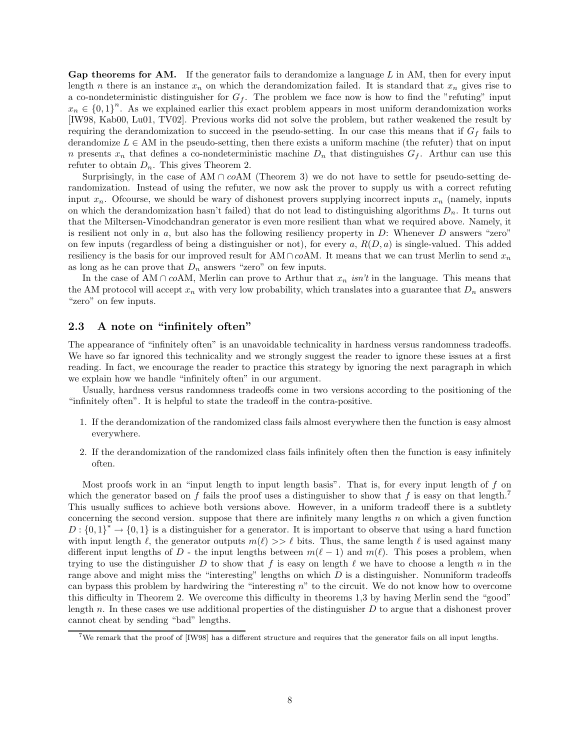**Gap theorems for AM.** If the generator fails to derandomize a language $L$ in AM, then for every input length $n$ there is an instance $x_n$ on which the derandomization failed. It is standard that $x_n$ gives rise to a co-nondeterministic distinguisher for $G_f$. The problem we face now is how to find the "refuting" input $x_n \in \{0,1\}^n$. As we explained earlier this exact problem appears in most uniform derandomization works [IW98, Kab00, Lu01, TV02]. Previous works did not solve the problem, but rather weakened the result by requiring the derandomization to succeed in the pseudo-setting. In our case this means that if $G_f$ fails to derandomize $L \in$ AM in the pseudo-setting, then there exists a uniform machine (the refuter) that on input $n$ presents $x_n$ that defines a co-nondeterministic machine $D_n$ that distinguishes $G_f$. Arthur can use this refuter to obtain $D_n$. This gives Theorem 2.

Surprisingly, in the case of AM $\cap$ *co*AM (Theorem 3) we do not have to settle for pseudo-setting derandomization. Instead of using the refuter, we now ask the prover to supply us with a correct refuting input $x_n$. Ofcourse, we should be wary of dishonest provers supplying incorrect inputs $x_n$ (namely, inputs on which the derandomization hasn't failed) that do not lead to distinguishing algorithms $D_n$. It turns out that the Miltersen-Vinodchandran generator is even more resilient than what we required above. Namely, it is resilient not only in $a$, but also has the following resiliency property in $D$: Whenever $D$ answers "zero" on few inputs (regardless of being a distinguisher or not), for every $a$, $R(D, a)$ is single-valued. This added resiliency is the basis for our improved result for AM $\cap$ *co*AM. It means that we can trust Merlin to send $x_n$ as long as he can prove that $D_n$ answers "zero" on few inputs.

In the case of AM $\cap$ *co*AM, Merlin can prove to Arthur that $x_n$ *isn't* in the language. This means that the AM protocol will accept $x_n$ with very low probability, which translates into a guarantee that $D_n$ answers "zero" on few inputs.

## 2.3 A note on "infinitely often"

The appearance of "infinitely often" is an unavoidable technicality in hardness versus randomness tradeoffs. We have so far ignored this technicality and we strongly suggest the reader to ignore these issues at a first reading. In fact, we encourage the reader to practice this strategy by ignoring the next paragraph in which we explain how we handle "infinitely often" in our argument.

Usually, hardness versus randomness tradeoffs come in two versions according to the positioning of the "infinitely often". It is helpful to state the tradeoff in the contra-positive.

1. If the derandomization of the randomized class fails almost everywhere then the function is easy almost everywhere.
2. If the derandomization of the randomized class fails infinitely often then the function is easy infinitely often.

Most proofs work in an "input length to input length basis". That is, for every input length of $f$ on which the generator based on $f$ fails the proof uses a distinguisher to show that $f$ is easy on that length.[7] This usually suffices to achieve both versions above. However, in a uniform tradeoff there is a subtlety concerning the second version. suppose that there are infinitely many lengths $n$ on which a given function $D : \{0,1\}^* \to \{0,1\}$ is a distinguisher for a generator. It is important to observe that using a hard function with input length $\ell$, the generator outputs $m(\ell) >> \ell$ bits. Thus, the same length $\ell$ is used against many different input lengths of $D$ - the input lengths between $m(\ell-1)$ and $m(\ell)$. This poses a problem, when trying to use the distinguisher $D$ to show that $f$ is easy on length $\ell$ we have to choose a length $n$ in the range above and might miss the "interesting" lengths on which $D$ is a distinguisher. Nonuniform tradeoffs can bypass this problem by hardwiring the "interesting $n$" to the circuit. We do not know how to overcome this difficulty in Theorem 2. We overcome this difficulty in theorems 1,3 by having Merlin send the "good" length $n$. In these cases we use additional properties of the distinguisher $D$ to argue that a dishonest prover cannot cheat by sending "bad" lengths.

[7] We remark that the proof of [IW98] has a different structure and requires that the generator fails on all input lengths.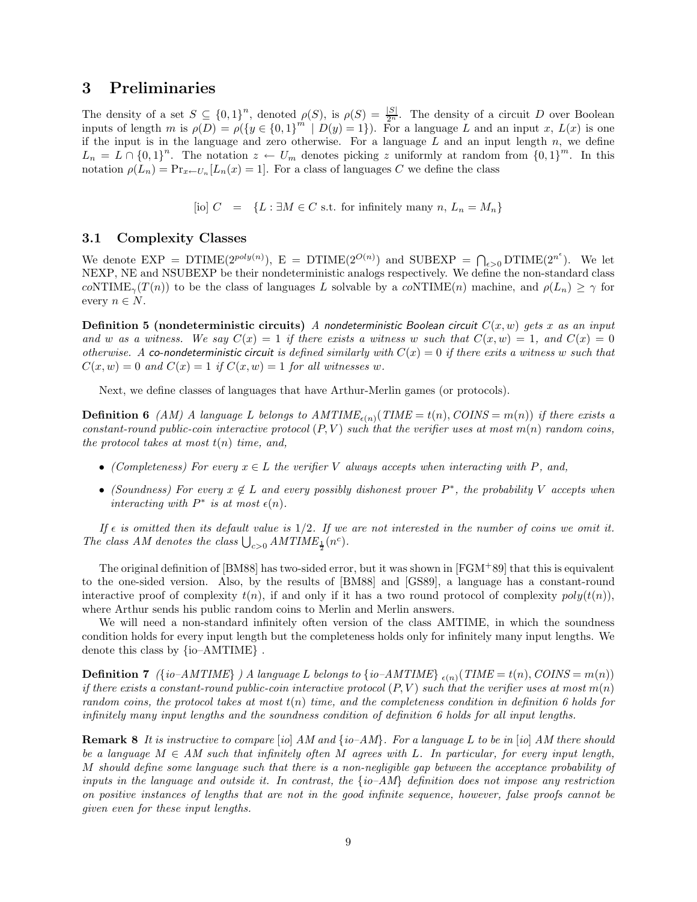## 3 Preliminaries

The density of a set $S \subseteq \{0,1\}^n$, denoted $\rho(S)$, is $\rho(S) = \frac{|S|}{2^n}$. The density of a circuit $D$ over Boolean inputs of length $m$ is $\rho(D) = \rho(\{y \in \{0,1\}^m \mid D(y) = 1\})$. For a language $L$ and an input $x$, $L(x)$ is one if the input is in the language and zero otherwise. For a language $L$ and an input length $n$, we define $L_n = L \cap \{0,1\}^n$. The notation $z \leftarrow U_m$ denotes picking $z$ uniformly at random from $\{0,1\}^m$. In this notation $\rho(L_n) = \Pr_{x \leftarrow U_n}[L_n(x) = 1]$. For a class of languages $C$ we define the class

$$[\text{io}]\ C \quad = \quad \{L : \exists M \in C \text{ s.t. for infinitely many } n,\ L_n = M_n\}$$

### 3.1 Complexity Classes

We denote EXP = DTIME($2^{poly(n)}$), E = DTIME($2^{O(n)}$) and SUBEXP = $\bigcap_{\epsilon>0}$ DTIME($2^{n^\epsilon}$). We let NEXP, NE and NSUBEXP be their nondeterministic analogs respectively. We define the non-standard class $co$NTIME$_\gamma(T(n))$ to be the class of languages $L$ solvable by a $co$NTIME($n$) machine, and $\rho(L_n) \geq \gamma$ for every $n \in N$.

**Definition 5 (nondeterministic circuits)** *A nondeterministic Boolean circuit $C(x, w)$ gets $x$ as an input and $w$ as a witness. We say $C(x) = 1$ if there exists a witness $w$ such that $C(x, w) = 1$, and $C(x) = 0$ otherwise. A co-nondeterministic circuit is defined similarly with $C(x) = 0$ if there exits a witness $w$ such that $C(x, w) = 0$ and $C(x) = 1$ if $C(x, w) = 1$ for all witnesses $w$.*

Next, we define classes of languages that have Arthur-Merlin games (or protocols).

**Definition 6** *(AM) A language $L$ belongs to $AMTIME_{\epsilon(n)}(TIME = t(n), COINS = m(n))$ if there exists a constant-round public-coin interactive protocol $(P, V)$ such that the verifier uses at most $m(n)$ random coins, the protocol takes at most $t(n)$ time, and,*

- *(Completeness) For every $x \in L$ the verifier $V$ always accepts when interacting with $P$, and,*
- *(Soundness) For every $x \notin L$ and every possibly dishonest prover $P^*$, the probability $V$ accepts when interacting with $P^*$ is at most $\epsilon(n)$.*

*If $\epsilon$ is omitted then its default value is $1/2$. If we are not interested in the number of coins we omit it. The class AM denotes the class $\bigcup_{c>0} AMTIME_{\frac{1}{2}}(n^c)$.*

The original definition of [BM88] has two-sided error, but it was shown in [FGM+89] that this is equivalent to the one-sided version. Also, by the results of [BM88] and [GS89], a language has a constant-round interactive proof of complexity $t(n)$, if and only if it has a two round protocol of complexity $poly(t(n))$, where Arthur sends his public random coins to Merlin and Merlin answers.

We will need a non-standard infinitely often version of the class AMTIME, in which the soundness condition holds for every input length but the completeness holds only for infinitely many input lengths. We denote this class by {io–AMTIME} .

**Definition 7** *({io–AMTIME} ) A language $L$ belongs to {io–AMTIME} $_{\epsilon(n)}(TIME = t(n), COINS = m(n))$ if there exists a constant-round public-coin interactive protocol $(P, V)$ such that the verifier uses at most $m(n)$ random coins, the protocol takes at most $t(n)$ time, and the completeness condition in definition 6 holds for infinitely many input lengths and the soundness condition of definition 6 holds for all input lengths.*

**Remark 8** *It is instructive to compare [io] AM and {io–AM}. For a language $L$ to be in [io] AM there should be a language $M \in AM$ such that infinitely often $M$ agrees with $L$. In particular, for every input length, $M$ should define some language such that there is a non-negligible gap between the acceptance probability of inputs in the language and outside it. In contrast, the {io–AM} definition does not impose any restriction on positive instances of lengths that are not in the good infinite sequence, however, false proofs cannot be given even for these input lengths.*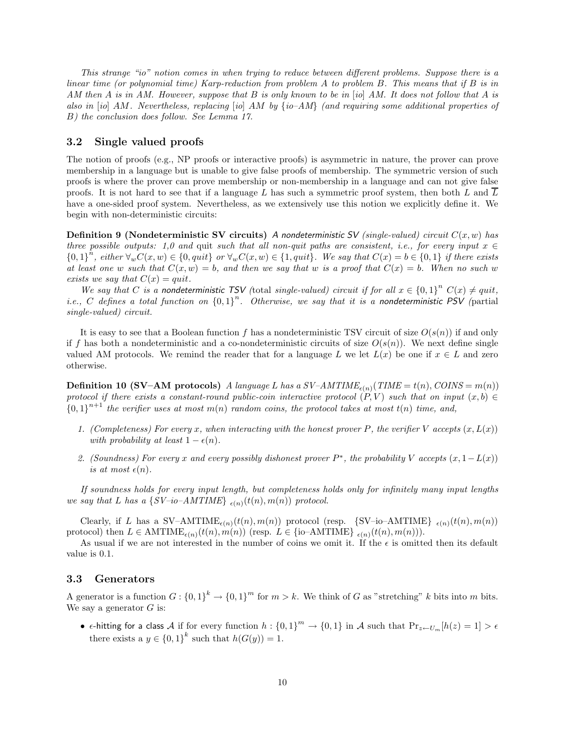*This strange "io" notion comes in when trying to reduce between different problems. Suppose there is a linear time (or polynomial time) Karp-reduction from problem A to problem B. This means that if B is in AM then A is in AM. However, suppose that B is only known to be in [io] AM. It does not follow that A is also in [io] AM. Nevertheless, replacing [io] AM by {io–AM} (and requiring some additional properties of B) the conclusion does follow. See Lemma 17.*

### 3.2 Single valued proofs

The notion of proofs (e.g., NP proofs or interactive proofs) is asymmetric in nature, the prover can prove membership in a language but is unable to give false proofs of membership. The symmetric version of such proofs is where the prover can prove membership or non-membership in a language and can not give false proofs. It is not hard to see that if a language $L$ has such a symmetric proof system, then both $L$ and $\overline{L}$ have a one-sided proof system. Nevertheless, as we extensively use this notion we explicitly define it. We begin with non-deterministic circuits:

**Definition 9 (Nondeterministic SV circuits)** *A nondeterministic SV (single-valued) circuit $C(x,w)$ has three possible outputs: 1,0 and quit such that all non-quit paths are consistent, i.e., for every input $x \in \{0,1\}^n$, either $\forall_w C(x,w) \in \{0, quit\}$ or $\forall_w C(x,w) \in \{1, quit\}$. We say that $C(x) = b \in \{0,1\}$ if there exists at least one $w$ such that $C(x,w) = b$, and then we say that $w$ is a proof that $C(x) = b$. When no such $w$ exists we say that $C(x) = quit$.*

*We say that $C$ is a nondeterministic TSV (total single-valued) circuit if for all $x \in \{0,1\}^n$ $C(x) \neq quit$, i.e., $C$ defines a total function on $\{0,1\}^n$. Otherwise, we say that it is a nondeterministic PSV (partial single-valued) circuit.*

It is easy to see that a Boolean function $f$ has a nondeterministic TSV circuit of size $O(s(n))$ if and only if $f$ has both a nondeterministic and a co-nondeterministic circuits of size $O(s(n))$. We next define single valued AM protocols. We remind the reader that for a language $L$ we let $L(x)$ be one if $x \in L$ and zero otherwise.

**Definition 10 (SV–AM protocols)** *A language $L$ has a SV–AMTIME$_{\epsilon(n)}$(TIME $= t(n)$, COINS $= m(n)$) protocol if there exists a constant-round public-coin interactive protocol $(P,V)$ such that on input $(x,b) \in \{0,1\}^{n+1}$ the verifier uses at most $m(n)$ random coins, the protocol takes at most $t(n)$ time, and,*

1. *(Completeness) For every $x$, when interacting with the honest prover $P$, the verifier $V$ accepts $(x, L(x))$ with probability at least $1 - \epsilon(n)$.*
2. *(Soundness) For every $x$ and every possibly dishonest prover $P^*$, the probability $V$ accepts $(x, 1 - L(x))$ is at most $\epsilon(n)$.*

*If soundness holds for every input length, but completeness holds only for infinitely many input lengths we say that $L$ has a {SV–io–AMTIME} $_{\epsilon(n)}(t(n), m(n))$ protocol.*

Clearly, if $L$ has a SV–AMTIME$_{\epsilon(n)}(t(n), m(n))$ protocol (resp. {SV–io–AMTIME} $_{\epsilon(n)}(t(n), m(n))$ protocol) then $L \in$ AMTIME$_{\epsilon(n)}(t(n), m(n))$ (resp. $L \in$ {io–AMTIME} $_{\epsilon(n)}(t(n), m(n))$).

As usual if we are not interested in the number of coins we omit it. If the $\epsilon$ is omitted then its default value is 0.1.

### 3.3 Generators

A generator is a function $G : \{0,1\}^k \to \{0,1\}^m$ for $m > k$. We think of $G$ as "stretching" $k$ bits into $m$ bits. We say a generator $G$ is:

- $\epsilon$-hitting for a class $\mathcal{A}$ if for every function $h : \{0,1\}^m \to \{0,1\}$ in $\mathcal{A}$ such that $\Pr_{z \leftarrow U_m}[h(z) = 1] > \epsilon$ there exists a $y \in \{0,1\}^k$ such that $h(G(y)) = 1$.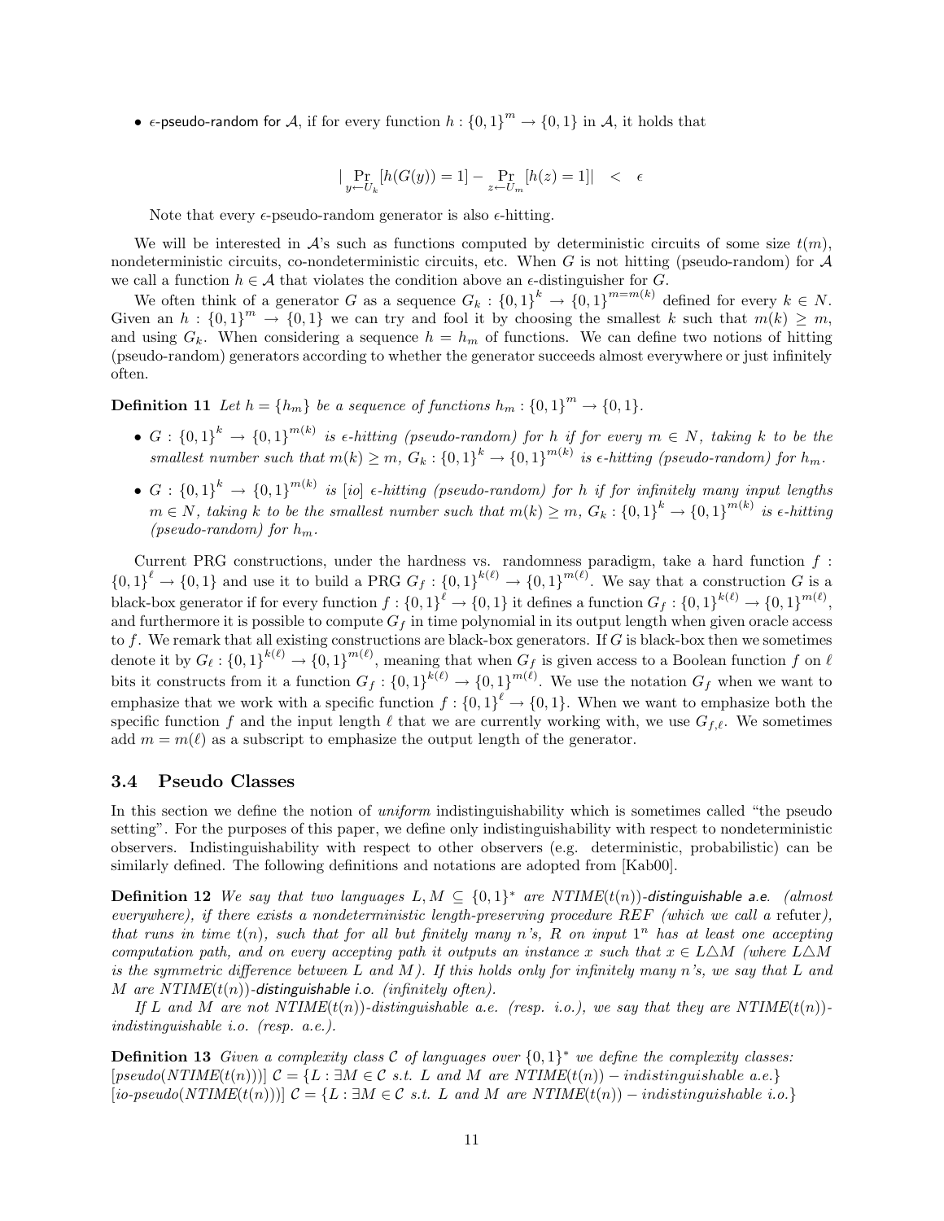- $\epsilon$-pseudo-random for $\mathcal{A}$, if for every function $h : \{0,1\}^m \to \{0,1\}$ in $\mathcal{A}$, it holds that

$$|\Pr_{y \leftarrow U_k}[h(G(y)) = 1] - \Pr_{z \leftarrow U_m}[h(z) = 1]| \quad < \quad \epsilon$$

Note that every $\epsilon$-pseudo-random generator is also $\epsilon$-hitting.

We will be interested in $\mathcal{A}$'s such as functions computed by deterministic circuits of some size $t(m)$, nondeterministic circuits, co-nondeterministic circuits, etc. When $G$ is not hitting (pseudo-random) for $\mathcal{A}$ we call a function $h \in \mathcal{A}$ that violates the condition above an $\epsilon$-distinguisher for $G$.

We often think of a generator $G$ as a sequence $G_k : \{0,1\}^k \to \{0,1\}^{m=m(k)}$ defined for every $k \in N$. Given an $h : \{0,1\}^m \to \{0,1\}$ we can try and fool it by choosing the smallest $k$ such that $m(k) \geq m$, and using $G_k$. When considering a sequence $h = h_m$ of functions. We can define two notions of hitting (pseudo-random) generators according to whether the generator succeeds almost everywhere or just infinitely often.

**Definition 11** *Let $h = \{h_m\}$ be a sequence of functions $h_m : \{0,1\}^m \to \{0,1\}$.*

- *$G : \{0,1\}^k \to \{0,1\}^{m(k)}$ is $\epsilon$-hitting (pseudo-random) for $h$ if for every $m \in N$, taking $k$ to be the smallest number such that $m(k) \geq m$, $G_k : \{0,1\}^k \to \{0,1\}^{m(k)}$ is $\epsilon$-hitting (pseudo-random) for $h_m$.*
- *$G : \{0,1\}^k \to \{0,1\}^{m(k)}$ is [io] $\epsilon$-hitting (pseudo-random) for $h$ if for infinitely many input lengths $m \in N$, taking $k$ to be the smallest number such that $m(k) \geq m$, $G_k : \{0,1\}^k \to \{0,1\}^{m(k)}$ is $\epsilon$-hitting (pseudo-random) for $h_m$.*

Current PRG constructions, under the hardness vs. randomness paradigm, take a hard function $f : \{0,1\}^\ell \to \{0,1\}$ and use it to build a PRG $G_f : \{0,1\}^{k(\ell)} \to \{0,1\}^{m(\ell)}$. We say that a construction $G$ is a black-box generator if for every function $f : \{0,1\}^\ell \to \{0,1\}$ it defines a function $G_f : \{0,1\}^{k(\ell)} \to \{0,1\}^{m(\ell)}$, and furthermore it is possible to compute $G_f$ in time polynomial in its output length when given oracle access to $f$. We remark that all existing constructions are black-box generators. If $G$ is black-box then we sometimes denote it by $G_\ell : \{0,1\}^{k(\ell)} \to \{0,1\}^{m(\ell)}$, meaning that when $G_f$ is given access to a Boolean function $f$ on $\ell$ bits it constructs from it a function $G_f : \{0,1\}^{k(\ell)} \to \{0,1\}^{m(\ell)}$. We use the notation $G_f$ when we want to emphasize that we work with a specific function $f : \{0,1\}^\ell \to \{0,1\}$. When we want to emphasize both the specific function $f$ and the input length $\ell$ that we are currently working with, we use $G_{f,\ell}$. We sometimes add $m = m(\ell)$ as a subscript to emphasize the output length of the generator.

### 3.4 Pseudo Classes

In this section we define the notion of *uniform* indistinguishability which is sometimes called "the pseudo setting". For the purposes of this paper, we define only indistinguishability with respect to nondeterministic observers. Indistinguishability with respect to other observers (e.g. deterministic, probabilistic) can be similarly defined. The following definitions and notations are adopted from [Kab00].

**Definition 12** *We say that two languages $L, M \subseteq \{0,1\}^*$ are $NTIME(t(n))$-distinguishable a.e. (almost everywhere), if there exists a nondeterministic length-preserving procedure REF (which we call a refuter), that runs in time $t(n)$, such that for all but finitely many $n$'s, $R$ on input $1^n$ has at least one accepting computation path, and on every accepting path it outputs an instance $x$ such that $x \in L \triangle M$ (where $L \triangle M$ is the symmetric difference between $L$ and $M$). If this holds only for infinitely many $n$'s, we say that $L$ and $M$ are $NTIME(t(n))$-distinguishable i.o. (infinitely often).*

*If $L$ and $M$ are not $NTIME(t(n))$-distinguishable a.e. (resp. i.o.), we say that they are $NTIME(t(n))$-indistinguishable i.o. (resp. a.e.).*

**Definition 13** *Given a complexity class $\mathcal{C}$ of languages over $\{0,1\}^*$ we define the complexity classes:*
*[pseudo(NTIME(t(n)))] $\mathcal{C} = \{L : \exists M \in \mathcal{C}$ s.t. $L$ and $M$ are $NTIME(t(n)) - indistinguishable\ a.e.\}$*
*[io-pseudo(NTIME(t(n)))] $\mathcal{C} = \{L : \exists M \in \mathcal{C}$ s.t. $L$ and $M$ are $NTIME(t(n)) - indistinguishable\ i.o.\}$*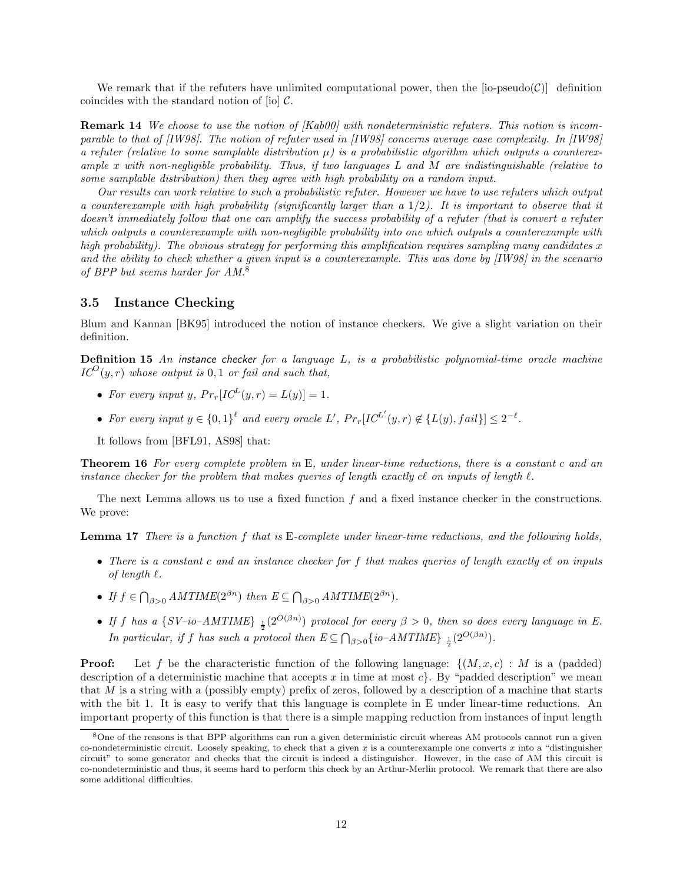We remark that if the refuters have unlimited computational power, then the [io-pseudo($\mathcal{C}$)] definition coincides with the standard notion of [io] $\mathcal{C}$.

**Remark 14** *We choose to use the notion of [Kab00] with nondeterministic refuters. This notion is incomparable to that of [IW98]. The notion of refuter used in [IW98] concerns average case complexity. In [IW98] a refuter (relative to some samplable distribution $\mu$) is a probabilistic algorithm which outputs a counterexample $x$ with non-negligible probability. Thus, if two languages $L$ and $M$ are indistinguishable (relative to some samplable distribution) then they agree with high probability on a random input.*

*Our results can work relative to such a probabilistic refuter. However we have to use refuters which output a counterexample with high probability (significantly larger than a 1/2). It is important to observe that it doesn't immediately follow that one can amplify the success probability of a refuter (that is convert a refuter which outputs a counterexample with non-negligible probability into one which outputs a counterexample with high probability). The obvious strategy for performing this amplification requires sampling many candidates $x$ and the ability to check whether a given input is a counterexample. This was done by [IW98] in the scenario of BPP but seems harder for AM.*[8]

## 3.5 Instance Checking

Blum and Kannan [BK95] introduced the notion of instance checkers. We give a slight variation on their definition.

**Definition 15** *An instance checker for a language $L$, is a probabilistic polynomial-time oracle machine $IC^{O}(y,r)$ whose output is $0,1$ or fail and such that,*

- *For every input $y$, $Pr_r[IC^{L}(y,r) = L(y)] = 1$.*
- *For every input $y \in \{0,1\}^{\ell}$ and every oracle $L'$, $Pr_r[IC^{L'}(y,r) \notin \{L(y), fail\}] \leq 2^{-\ell}$.*

It follows from [BFL91, AS98] that:

**Theorem 16** *For every complete problem in* E*, under linear-time reductions, there is a constant $c$ and an instance checker for the problem that makes queries of length exactly $c\ell$ on inputs of length $\ell$.*

The next Lemma allows us to use a fixed function $f$ and a fixed instance checker in the constructions. We prove:

**Lemma 17** *There is a function $f$ that is* E*-complete under linear-time reductions, and the following holds,*

- *There is a constant $c$ and an instance checker for $f$ that makes queries of length exactly $c\ell$ on inputs of length $\ell$.*
- *If $f \in \bigcap_{\beta>0} AMTIME(2^{\beta n})$ then $E \subseteq \bigcap_{\beta>0} AMTIME(2^{\beta n})$.*
- *If $f$ has a $\{SV\text{–}io\text{–}AMTIME\}_{\frac{1}{2}}(2^{O(\beta n)})$ protocol for every $\beta > 0$, then so does every language in* E*. In particular, if $f$ has such a protocol then $E \subseteq \bigcap_{\beta>0}\{io\text{–}AMTIME\}_{\frac{1}{2}}(2^{O(\beta n)})$.*

**Proof:** Let $f$ be the characteristic function of the following language: $\{(M, x, c) :$ $M$ is a (padded) description of a deterministic machine that accepts $x$ in time at most $c\}$. By "padded description" we mean that $M$ is a string with a (possibly empty) prefix of zeros, followed by a description of a machine that starts with the bit 1. It is easy to verify that this language is complete in E under linear-time reductions. An important property of this function is that there is a simple mapping reduction from instances of input length

[8] One of the reasons is that BPP algorithms can run a given deterministic circuit whereas AM protocols cannot run a given co-nondeterministic circuit. Loosely speaking, to check that a given $x$ is a counterexample one converts $x$ into a "distinguisher circuit" to some generator and checks that the circuit is indeed a distinguisher. However, in the case of AM this circuit is co-nondeterministic and thus, it seems hard to perform this check by an Arthur-Merlin protocol. We remark that there are also some additional difficulties.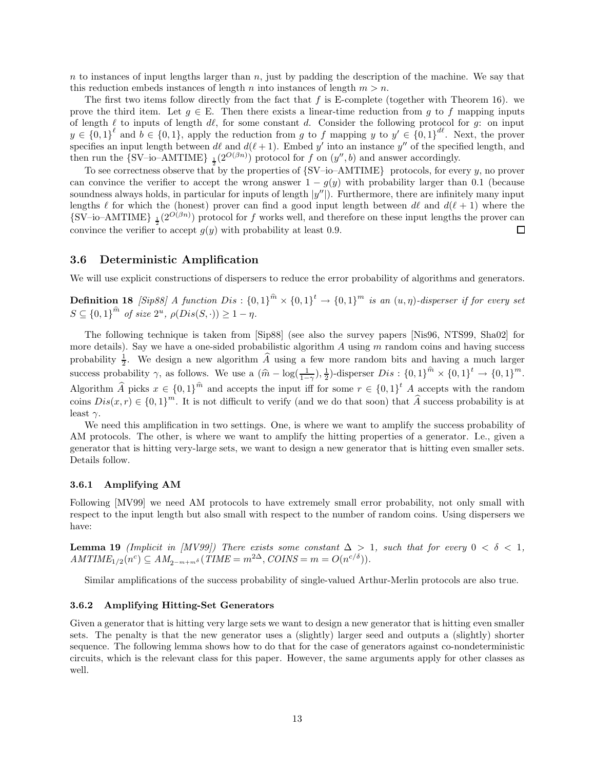$n$ to instances of input lengths larger than $n$, just by padding the description of the machine. We say that this reduction embeds instances of length $n$ into instances of length $m > n$.

The first two items follow directly from the fact that $f$ is E-complete (together with Theorem 16). we prove the third item. Let $g \in$ E. Then there exists a linear-time reduction from $g$ to $f$ mapping inputs of length $\ell$ to inputs of length $d\ell$, for some constant $d$. Consider the following protocol for $g$: on input $y \in \{0,1\}^{\ell}$ and $b \in \{0,1\}$, apply the reduction from $g$ to $f$ mapping $y$ to $y' \in \{0,1\}^{d\ell}$. Next, the prover specifies an input length between $d\ell$ and $d(\ell+1)$. Embed $y'$ into an instance $y''$ of the specified length, and then run the $\{\text{SV–io–AMTIME}\}_{\frac{1}{2}}(2^{O(\beta n)})$ protocol for $f$ on $(y'', b)$ and answer accordingly.

To see correctness observe that by the properties of $\{\text{SV–io–AMTIME}\}$ protocols, for every $y$, no prover can convince the verifier to accept the wrong answer $1 - g(y)$ with probability larger than 0.1 (because soundness always holds, in particular for inputs of length $|y''|$). Furthermore, there are infinitely many input lengths $\ell$ for which the (honest) prover can find a good input length between $d\ell$ and $d(\ell+1)$ where the $\{\text{SV–io–AMTIME}\}_{\frac{1}{2}}(2^{O(\beta n)})$ protocol for $f$ works well, and therefore on these input lengths the prover can convince the verifier to accept $g(y)$ with probability at least 0.9. □

## 3.6 Deterministic Amplification

We will use explicit constructions of dispersers to reduce the error probability of algorithms and generators.

**Definition 18** *[Sip88] A function $Dis : \{0,1\}^{\widehat{m}} \times \{0,1\}^t \to \{0,1\}^m$ is an $(u, \eta)$-disperser if for every set $S \subseteq \{0,1\}^{\widehat{m}}$ of size $2^u$, $\rho(Dis(S, \cdot)) \geq 1 - \eta$.*

The following technique is taken from [Sip88] (see also the survey papers [Nis96, NTS99, Sha02] for more details). Say we have a one-sided probabilistic algorithm $A$ using $m$ random coins and having success probability $\frac{1}{2}$. We design a new algorithm $\widehat{A}$ using a few more random bits and having a much larger success probability $\gamma$, as follows. We use a $(\widehat{m} - \log(\frac{1}{1-\gamma}), \frac{1}{2})$-disperser $Dis : \{0,1\}^{\widehat{m}} \times \{0,1\}^t \to \{0,1\}^m$. Algorithm $\widehat{A}$ picks $x \in \{0,1\}^{\widehat{m}}$ and accepts the input iff for some $r \in \{0,1\}^t$ $A$ accepts with the random coins $Dis(x, r) \in \{0,1\}^m$. It is not difficult to verify (and we do that soon) that $\widehat{A}$ success probability is at least $\gamma$.

We need this amplification in two settings. One, is where we want to amplify the success probability of AM protocols. The other, is where we want to amplify the hitting properties of a generator. I.e., given a generator that is hitting very-large sets, we want to design a new generator that is hitting even smaller sets. Details follow.

### 3.6.1 Amplifying AM

Following [MV99] we need AM protocols to have extremely small error probability, not only small with respect to the input length but also small with respect to the number of random coins. Using dispersers we have:

**Lemma 19** *(Implicit in [MV99]) There exists some constant $\Delta > 1$, such that for every $0 < \delta < 1$, $AMTIME_{1/2}(n^c) \subseteq AM_{2^{-m+m^{\delta}}}(TIME = m^{2\Delta}, COINS = m = O(n^{c/\delta}))$.*

Similar amplifications of the success probability of single-valued Arthur-Merlin protocols are also true.

### 3.6.2 Amplifying Hitting-Set Generators

Given a generator that is hitting very large sets we want to design a new generator that is hitting even smaller sets. The penalty is that the new generator uses a (slightly) larger seed and outputs a (slightly) shorter sequence. The following lemma shows how to do that for the case of generators against co-nondeterministic circuits, which is the relevant class for this paper. However, the same arguments apply for other classes as well.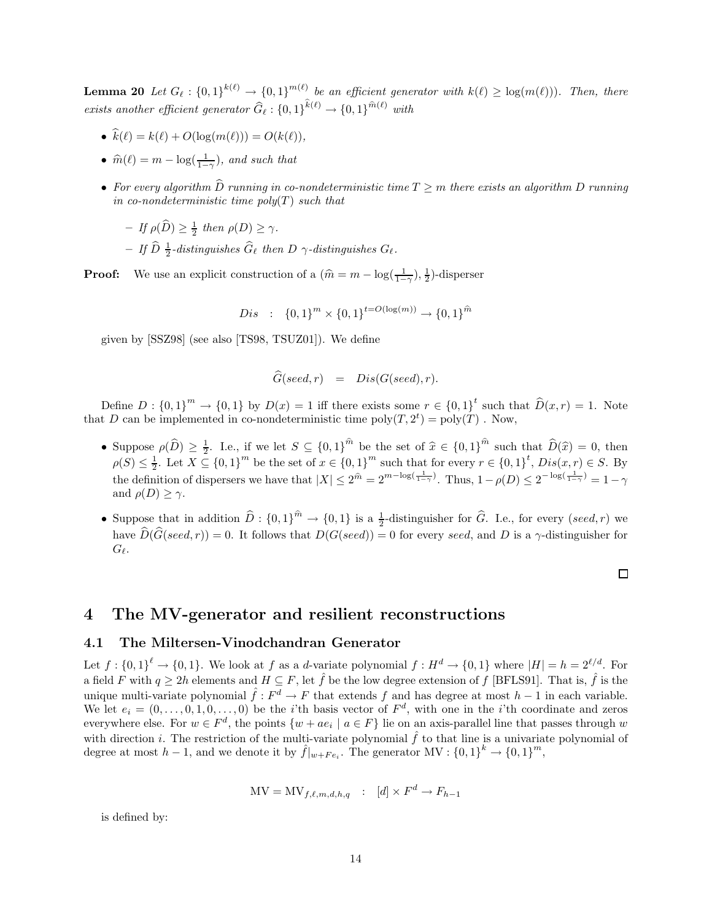**Lemma 20** *Let $G_\ell : \{0,1\}^{k(\ell)} \to \{0,1\}^{m(\ell)}$ be an efficient generator with $k(\ell) \geq \log(m(\ell)))$. Then, there exists another efficient generator $\widehat{G}_\ell : \{0,1\}^{\widehat{k}(\ell)} \to \{0,1\}^{\widehat{m}(\ell)}$ with*

- *$\widehat{k}(\ell) = k(\ell) + O(\log(m(\ell))) = O(k(\ell))$,*
- *$\widehat{m}(\ell) = m - \log(\frac{1}{1-\gamma})$, and such that*
- *For every algorithm $\widehat{D}$ running in co-nondeterministic time $T \geq m$ there exists an algorithm $D$ running in co-nondeterministic time poly$(T)$ such that*
  - *If $\rho(\widehat{D}) \geq \frac{1}{2}$ then $\rho(D) \geq \gamma$.*
  - *If $\widehat{D}$ $\frac{1}{2}$-distinguishes $\widehat{G}_\ell$ then $D$ $\gamma$-distinguishes $G_\ell$.*

**Proof:** We use an explicit construction of a $(\widehat{m} = m - \log(\frac{1}{1-\gamma}), \frac{1}{2})$-disperser

$$Dis \quad : \quad \{0,1\}^m \times \{0,1\}^{t=O(\log(m))} \to \{0,1\}^{\widehat{m}}$$

given by [SSZ98] (see also [TS98, TSUZ01]). We define

$$\widehat{G}(seed, r) \quad = \quad Dis(G(seed), r).$$

Define $D : \{0,1\}^m \to \{0,1\}$ by $D(x) = 1$ iff there exists some $r \in \{0,1\}^t$ such that $\widehat{D}(x, r) = 1$. Note that $D$ can be implemented in co-nondeterministic time $\text{poly}(T, 2^t) = \text{poly}(T)$ . Now,

- Suppose $\rho(\widehat{D}) \geq \frac{1}{2}$. I.e., if we let $S \subseteq \{0,1\}^{\widehat{m}}$ be the set of $\widehat{x} \in \{0,1\}^{\widehat{m}}$ such that $\widehat{D}(\widehat{x}) = 0$, then $\rho(S) \leq \frac{1}{2}$. Let $X \subseteq \{0,1\}^m$ be the set of $x \in \{0,1\}^m$ such that for every $r \in \{0,1\}^t$, $Dis(x, r) \in S$. By the definition of dispersers we have that $|X| \leq 2^{\widehat{m}} = 2^{m - \log(\frac{1}{1-\gamma})}$. Thus, $1 - \rho(D) \leq 2^{-\log(\frac{1}{1-\gamma})} = 1 - \gamma$ and $\rho(D) \geq \gamma$.
- Suppose that in addition $\widehat{D} : \{0,1\}^{\widehat{m}} \to \{0,1\}$ is a $\frac{1}{2}$-distinguisher for $\widehat{G}$. I.e., for every $(seed, r)$ we have $\widehat{D}(\widehat{G}(seed, r)) = 0$. It follows that $D(G(seed)) = 0$ for every $seed$, and $D$ is a $\gamma$-distinguisher for $G_\ell$.

□

# 4 The MV-generator and resilient reconstructions

## 4.1 The Miltersen-Vinodchandran Generator

Let $f : \{0,1\}^\ell \to \{0,1\}$. We look at $f$ as a $d$-variate polynomial $f : H^d \to \{0,1\}$ where $|H| = h = 2^{\ell/d}$. For a field $F$ with $q \geq 2h$ elements and $H \subseteq F$, let $\hat{f}$ be the low degree extension of $f$ [BFLS91]. That is, $\hat{f}$ is the unique multi-variate polynomial $\hat{f} : F^d \to F$ that extends $f$ and has degree at most $h - 1$ in each variable. We let $e_i = (0, \ldots, 0, 1, 0, \ldots, 0)$ be the $i$'th basis vector of $F^d$, with one in the $i$'th coordinate and zeros everywhere else. For $w \in F^d$, the points $\{w + ae_i \mid a \in F\}$ lie on an axis-parallel line that passes through $w$ with direction $i$. The restriction of the multi-variate polynomial $\hat{f}$ to that line is a univariate polynomial of degree at most $h - 1$, and we denote it by $\hat{f}|_{w+Fe_i}$. The generator $\text{MV} : \{0,1\}^k \to \{0,1\}^m$,

$$\text{MV} = \text{MV}_{f,\ell,m,d,h,q} \quad : \quad [d] \times F^d \to F_{h-1}$$

is defined by: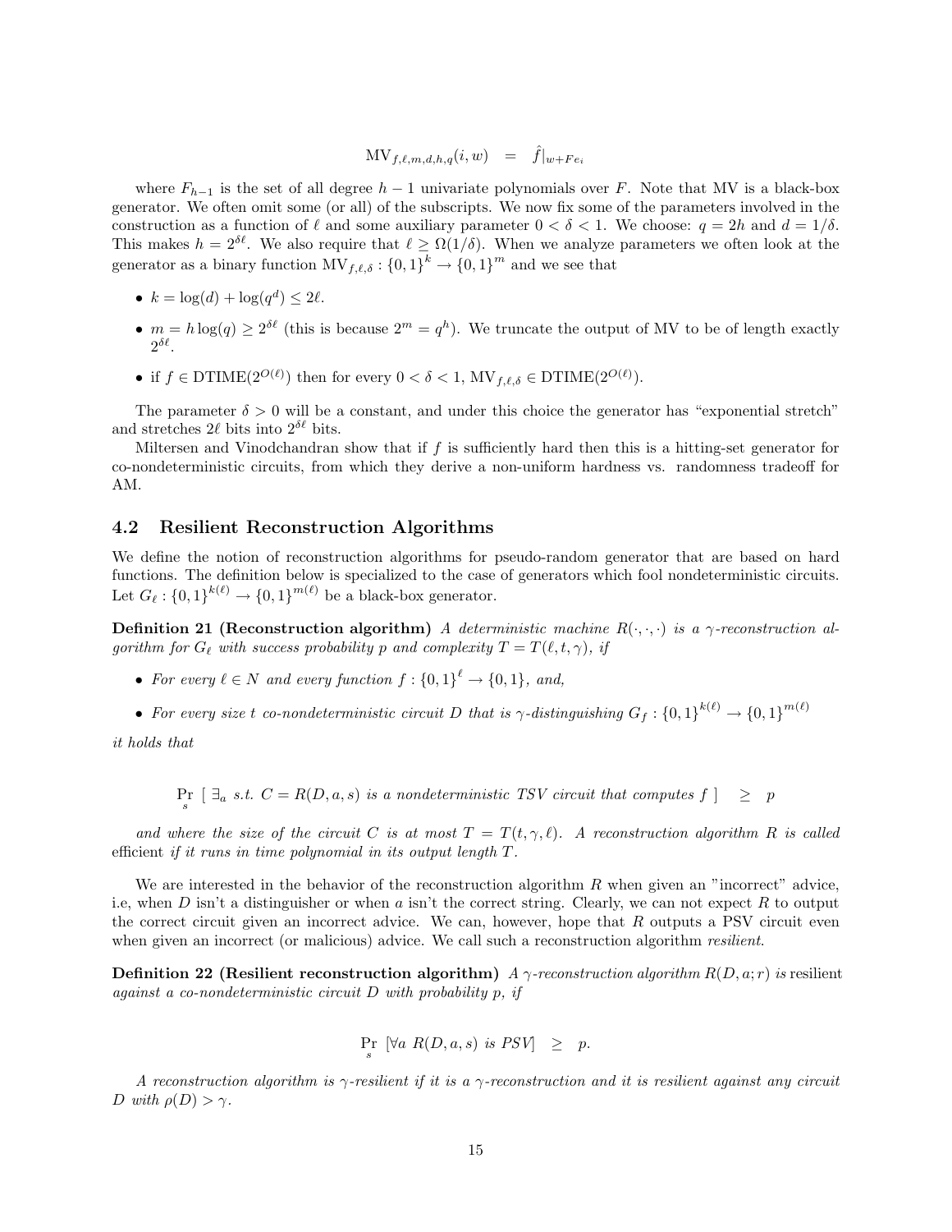$$\mathrm{MV}_{f,\ell,m,d,h,q}(i,w) \quad = \quad \hat{f}|_{w+Fe_i}$$

where $F_{h-1}$ is the set of all degree $h-1$ univariate polynomials over $F$. Note that MV is a black-box generator. We often omit some (or all) of the subscripts. We now fix some of the parameters involved in the construction as a function of $\ell$ and some auxiliary parameter $0 < \delta < 1$. We choose: $q = 2h$ and $d = 1/\delta$. This makes $h = 2^{\delta\ell}$. We also require that $\ell \geq \Omega(1/\delta)$. When we analyze parameters we often look at the generator as a binary function $\mathrm{MV}_{f,\ell,\delta} : \{0,1\}^k \to \{0,1\}^m$ and we see that

- $k = \log(d) + \log(q^d) \leq 2\ell$.
- $m = h\log(q) \geq 2^{\delta\ell}$ (this is because $2^m = q^h$). We truncate the output of MV to be of length exactly $2^{\delta\ell}$.
- if $f \in \mathrm{DTIME}(2^{O(\ell)})$ then for every $0 < \delta < 1$, $\mathrm{MV}_{f,\ell,\delta} \in \mathrm{DTIME}(2^{O(\ell)})$.

The parameter $\delta > 0$ will be a constant, and under this choice the generator has "exponential stretch" and stretches $2\ell$ bits into $2^{\delta\ell}$ bits.

Miltersen and Vinodchandran show that if $f$ is sufficiently hard then this is a hitting-set generator for co-nondeterministic circuits, from which they derive a non-uniform hardness vs. randomness tradeoff for AM.

## 4.2 Resilient Reconstruction Algorithms

We define the notion of reconstruction algorithms for pseudo-random generator that are based on hard functions. The definition below is specialized to the case of generators which fool nondeterministic circuits. Let $G_\ell : \{0,1\}^{k(\ell)} \to \{0,1\}^{m(\ell)}$ be a black-box generator.

**Definition 21 (Reconstruction algorithm)** *A deterministic machine $R(\cdot,\cdot,\cdot)$ is a $\gamma$-reconstruction algorithm for $G_\ell$ with success probability $p$ and complexity $T = T(\ell, t, \gamma)$, if*

- *For every $\ell \in N$ and every function $f : \{0,1\}^\ell \to \{0,1\}$, and,*
- *For every size $t$ co-nondeterministic circuit $D$ that is $\gamma$-distinguishing $G_f : \{0,1\}^{k(\ell)} \to \{0,1\}^{m(\ell)}$*

*it holds that*

$$\Pr_s \left[\ \exists_a \text{ s.t. } C = R(D,a,s) \text{ is a nondeterministic TSV circuit that computes } f\ \right] \quad \geq \quad p$$

*and where the size of the circuit $C$ is at most $T = T(t, \gamma, \ell)$. A reconstruction algorithm $R$ is called* efficient *if it runs in time polynomial in its output length $T$.*

We are interested in the behavior of the reconstruction algorithm $R$ when given an "incorrect" advice, i.e, when $D$ isn't a distinguisher or when $a$ isn't the correct string. Clearly, we can not expect $R$ to output the correct circuit given an incorrect advice. We can, however, hope that $R$ outputs a PSV circuit even when given an incorrect (or malicious) advice. We call such a reconstruction algorithm *resilient*.

**Definition 22 (Resilient reconstruction algorithm)** *A $\gamma$-reconstruction algorithm $R(D, a; r)$ is* resilient *against a co-nondeterministic circuit $D$ with probability $p$, if*

$$\Pr_s \left[\forall a \ R(D,a,s) \text{ is PSV}\right] \quad \geq \quad p.$$

*A reconstruction algorithm is $\gamma$-resilient if it is a $\gamma$-reconstruction and it is resilient against any circuit $D$ with $\rho(D) > \gamma$.*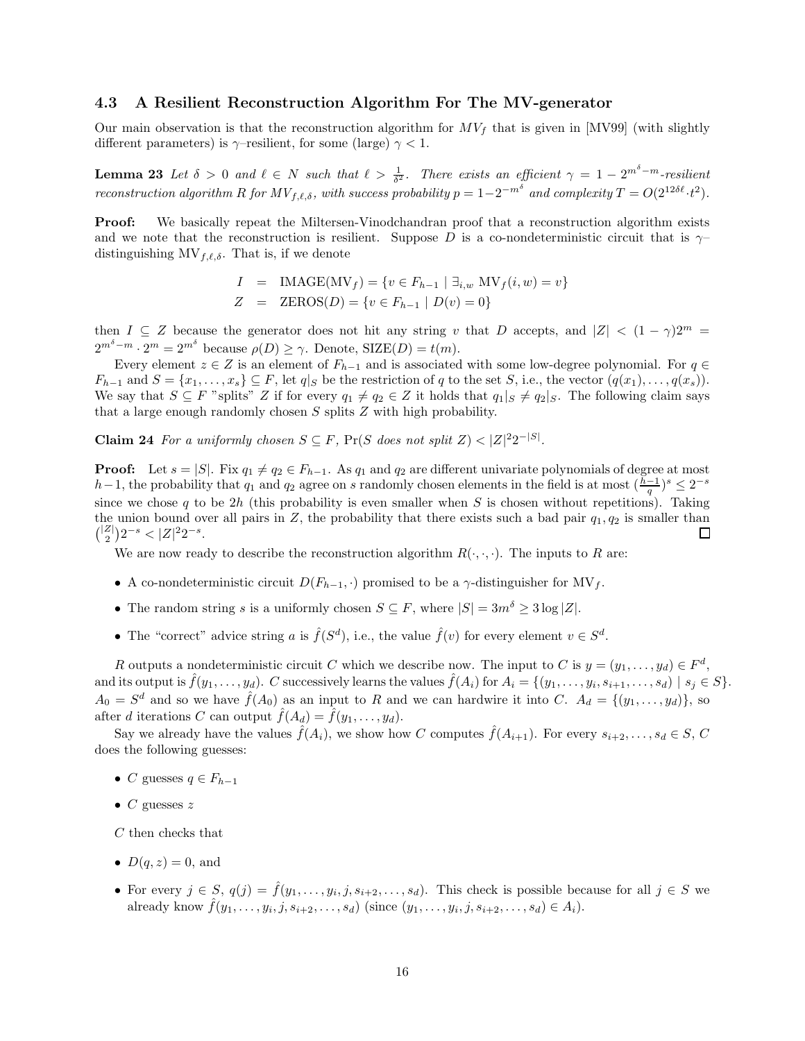### 4.3 A Resilient Reconstruction Algorithm For The MV-generator

Our main observation is that the reconstruction algorithm for $MV_f$ that is given in [MV99] (with slightly different parameters) is $\gamma$–resilient, for some (large) $\gamma < 1$.

**Lemma 23** *Let $\delta > 0$ and $\ell \in N$ such that $\ell > \frac{1}{\delta^2}$. There exists an efficient $\gamma = 1 - 2^{m^\delta - m}$-resilient reconstruction algorithm $R$ for $MV_{f,\ell,\delta}$, with success probability $p = 1 - 2^{-m^\delta}$ and complexity $T = O(2^{12\delta\ell} \cdot t^2)$.*

**Proof:** We basically repeat the Miltersen-Vinodchandran proof that a reconstruction algorithm exists and we note that the reconstruction is resilient. Suppose $D$ is a co-nondeterministic circuit that is $\gamma$–distinguishing $\mathrm{MV}_{f,\ell,\delta}$. That is, if we denote

$$
\begin{aligned}
I &= \mathrm{IMAGE}(\mathrm{MV}_f) = \{v \in F_{h-1} \mid \exists_{i,w}\ \mathrm{MV}_f(i,w) = v\} \\
Z &= \mathrm{ZEROS}(D) = \{v \in F_{h-1} \mid D(v) = 0\}
\end{aligned}
$$

then $I \subseteq Z$ because the generator does not hit any string $v$ that $D$ accepts, and $|Z| < (1-\gamma)2^m = 2^{m^\delta - m} \cdot 2^m = 2^{m^\delta}$ because $\rho(D) \geq \gamma$. Denote, $\mathrm{SIZE}(D) = t(m)$.

Every element $z \in Z$ is an element of $F_{h-1}$ and is associated with some low-degree polynomial. For $q \in F_{h-1}$ and $S = \{x_1, \ldots, x_s\} \subseteq F$, let $q|_S$ be the restriction of $q$ to the set $S$, i.e., the vector $(q(x_1), \ldots, q(x_s))$. We say that $S \subseteq F$ "splits" $Z$ if for every $q_1 \neq q_2 \in Z$ it holds that $q_1|_S \neq q_2|_S$. The following claim says that a large enough randomly chosen $S$ splits $Z$ with high probability.

**Claim 24** *For a uniformly chosen $S \subseteq F$, $\Pr(S \text{ does not split } Z) < |Z|^2 2^{-|S|}$.*

**Proof:** Let $s = |S|$. Fix $q_1 \neq q_2 \in F_{h-1}$. As $q_1$ and $q_2$ are different univariate polynomials of degree at most $h-1$, the probability that $q_1$ and $q_2$ agree on $s$ randomly chosen elements in the field is at most $(\frac{h-1}{q})^s \leq 2^{-s}$ since we chose $q$ to be $2h$ (this probability is even smaller when $S$ is chosen without repetitions). Taking the union bound over all pairs in $Z$, the probability that there exists such a bad pair $q_1, q_2$ is smaller than $\binom{|Z|}{2} 2^{-s} < |Z|^2 2^{-s}$. □

We are now ready to describe the reconstruction algorithm $R(\cdot,\cdot,\cdot)$. The inputs to $R$ are:

- A co-nondeterministic circuit $D(F_{h-1}, \cdot)$ promised to be a $\gamma$-distinguisher for $\mathrm{MV}_f$.
- The random string $s$ is a uniformly chosen $S \subseteq F$, where $|S| = 3m^\delta \geq 3\log|Z|$.
- The "correct" advice string $a$ is $\hat{f}(S^d)$, i.e., the value $\hat{f}(v)$ for every element $v \in S^d$.

$R$ outputs a nondeterministic circuit $C$ which we describe now. The input to $C$ is $y = (y_1, \ldots, y_d) \in F^d$, and its output is $\hat{f}(y_1, \ldots, y_d)$. $C$ successively learns the values $\hat{f}(A_i)$ for $A_i = \{(y_1, \ldots, y_i, s_{i+1}, \ldots, s_d) \mid s_j \in S\}$. $A_0 = S^d$ and so we have $\hat{f}(A_0)$ as an input to $R$ and we can hardwire it into $C$. $A_d = \{(y_1, \ldots, y_d)\}$, so after $d$ iterations $C$ can output $\hat{f}(A_d) = \hat{f}(y_1, \ldots, y_d)$.

Say we already have the values $\hat{f}(A_i)$, we show how $C$ computes $\hat{f}(A_{i+1})$. For every $s_{i+2}, \ldots, s_d \in S$, $C$ does the following guesses:

- $C$ guesses $q \in F_{h-1}$
- $C$ guesses $z$

$C$ then checks that

- $D(q, z) = 0$, and
- For every $j \in S$, $q(j) = \hat{f}(y_1, \ldots, y_i, j, s_{i+2}, \ldots, s_d)$. This check is possible because for all $j \in S$ we already know $\hat{f}(y_1, \ldots, y_i, j, s_{i+2}, \ldots, s_d)$ (since $(y_1, \ldots, y_i, j, s_{i+2}, \ldots, s_d) \in A_i$).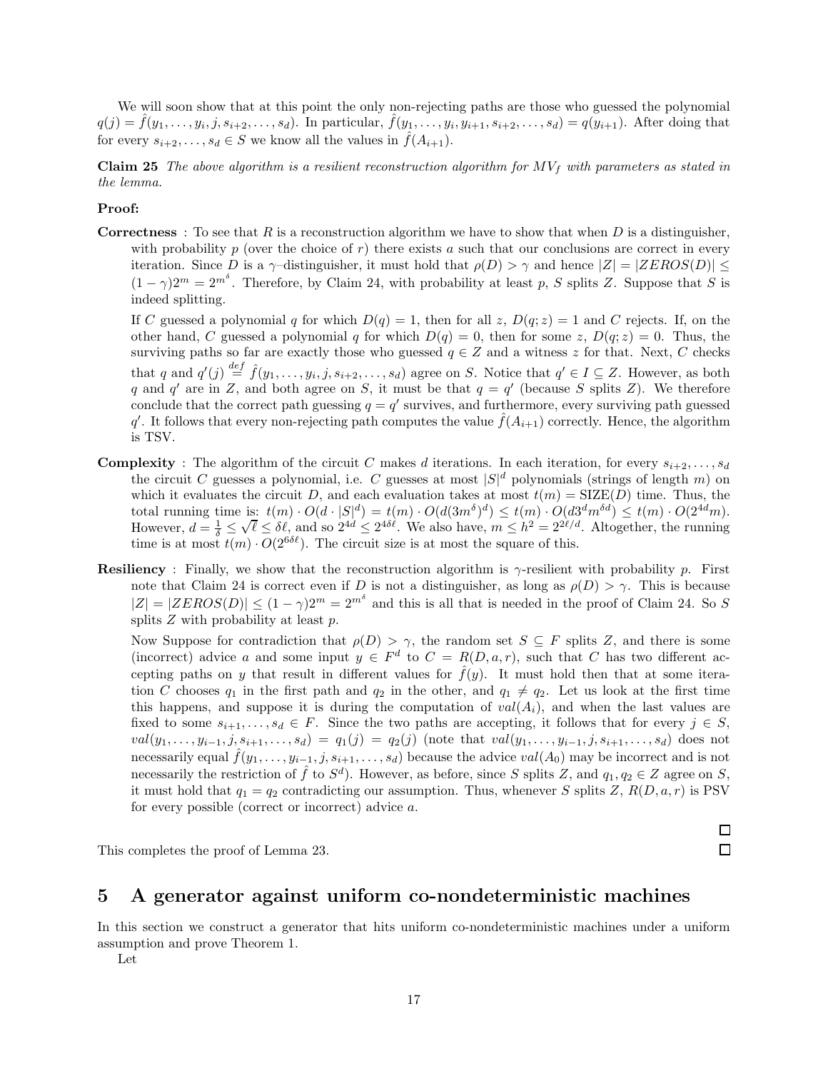We will soon show that at this point the only non-rejecting paths are those who guessed the polynomial $q(j) = \hat{f}(y_1, \dots, y_i, j, s_{i+2}, \dots, s_d)$. In particular, $\hat{f}(y_1, \dots, y_i, y_{i+1}, s_{i+2}, \dots, s_d) = q(y_{i+1})$. After doing that for every $s_{i+2}, \dots, s_d \in S$ we know all the values in $\hat{f}(A_{i+1})$.

**Claim 25** *The above algorithm is a resilient reconstruction algorithm for $MV_f$ with parameters as stated in the lemma.*

**Proof:**

**Correctness** : To see that $R$ is a reconstruction algorithm we have to show that when $D$ is a distinguisher, with probability $p$ (over the choice of $r$) there exists $a$ such that our conclusions are correct in every iteration. Since $D$ is a $\gamma$–distinguisher, it must hold that $\rho(D) > \gamma$ and hence $|Z| = |ZEROS(D)| \leq (1-\gamma)2^m = 2^{m^\delta}$. Therefore, by Claim 24, with probability at least $p$, $S$ splits $Z$. Suppose that $S$ is indeed splitting.

If $C$ guessed a polynomial $q$ for which $D(q) = 1$, then for all $z$, $D(q; z) = 1$ and $C$ rejects. If, on the other hand, $C$ guessed a polynomial $q$ for which $D(q) = 0$, then for some $z$, $D(q; z) = 0$. Thus, the surviving paths so far are exactly those who guessed $q \in Z$ and a witness $z$ for that. Next, $C$ checks that $q$ and $q'(j) \stackrel{def}{=} \hat{f}(y_1, \dots, y_i, j, s_{i+2}, \dots, s_d)$ agree on $S$. Notice that $q' \in I \subseteq Z$. However, as both $q$ and $q'$ are in $Z$, and both agree on $S$, it must be that $q = q'$ (because $S$ splits $Z$). We therefore conclude that the correct path guessing $q = q'$ survives, and furthermore, every surviving path guessed $q'$. It follows that every non-rejecting path computes the value $\hat{f}(A_{i+1})$ correctly. Hence, the algorithm is TSV.

**Complexity** : The algorithm of the circuit $C$ makes $d$ iterations. In each iteration, for every $s_{i+2}, \dots, s_d$ the circuit $C$ guesses a polynomial, i.e. $C$ guesses at most $|S|^d$ polynomials (strings of length $m$) on which it evaluates the circuit $D$, and each evaluation takes at most $t(m) = \text{SIZE}(D)$ time. Thus, the total running time is: $t(m) \cdot O(d \cdot |S|^d) = t(m) \cdot O(d(3m^\delta)^d) \leq t(m) \cdot O(d3^d m^{\delta d}) \leq t(m) \cdot O(2^{4d} m)$. However, $d = \frac{1}{\delta} \leq \sqrt{\ell} \leq \delta \ell$, and so $2^{4d} \leq 2^{4\delta\ell}$. We also have, $m \leq h^2 = 2^{2\ell/d}$. Altogether, the running time is at most $t(m) \cdot O(2^{6\delta\ell})$. The circuit size is at most the square of this.

**Resiliency** : Finally, we show that the reconstruction algorithm is $\gamma$-resilient with probability $p$. First note that Claim 24 is correct even if $D$ is not a distinguisher, as long as $\rho(D) > \gamma$. This is because $|Z| = |ZEROS(D)| \leq (1-\gamma)2^m = 2^{m^\delta}$ and this is all that is needed in the proof of Claim 24. So $S$ splits $Z$ with probability at least $p$.

Now Suppose for contradiction that $\rho(D) > \gamma$, the random set $S \subseteq F$ splits $Z$, and there is some (incorrect) advice $a$ and some input $y \in F^d$ to $C = R(D, a, r)$, such that $C$ has two different accepting paths on $y$ that result in different values for $\hat{f}(y)$. It must hold then that at some iteration $C$ chooses $q_1$ in the first path and $q_2$ in the other, and $q_1 \neq q_2$. Let us look at the first time this happens, and suppose it is during the computation of $val(A_i)$, and when the last values are fixed to some $s_{i+1}, \dots, s_d \in F$. Since the two paths are accepting, it follows that for every $j \in S$, $val(y_1, \dots, y_{i-1}, j, s_{i+1}, \dots, s_d) = q_1(j) = q_2(j)$ (note that $val(y_1, \dots, y_{i-1}, j, s_{i+1}, \dots, s_d)$ does not necessarily equal $\hat{f}(y_1, \dots, y_{i-1}, j, s_{i+1}, \dots, s_d)$ because the advice $val(A_0)$ may be incorrect and is not necessarily the restriction of $\hat{f}$ to $S^d$). However, as before, since $S$ splits $Z$, and $q_1, q_2 \in Z$ agree on $S$, it must hold that $q_1 = q_2$ contradicting our assumption. Thus, whenever $S$ splits $Z$, $R(D, a, r)$ is PSV for every possible (correct or incorrect) advice $a$.

□

This completes the proof of Lemma 23. □

# 5 A generator against uniform co-nondeterministic machines

In this section we construct a generator that hits uniform co-nondeterministic machines under a uniform assumption and prove Theorem 1.

Let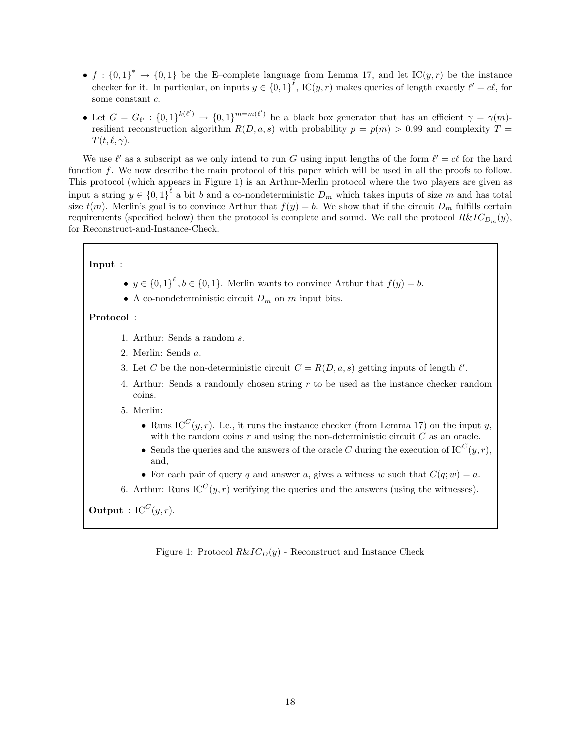- $f : \{0,1\}^* \to \{0,1\}$ be the E–complete language from Lemma 17, and let $\mathrm{IC}(y,r)$ be the instance checker for it. In particular, on inputs $y \in \{0,1\}^\ell$, $\mathrm{IC}(y,r)$ makes queries of length exactly $\ell' = c\ell$, for some constant $c$.
- Let $G = G_{\ell'} : \{0,1\}^{k(\ell')} \to \{0,1\}^{m=m(\ell')}$ be a black box generator that has an efficient $\gamma = \gamma(m)$-resilient reconstruction algorithm $R(D,a,s)$ with probability $p = p(m) > 0.99$ and complexity $T = T(t, \ell, \gamma)$.

We use $\ell'$ as a subscript as we only intend to run $G$ using input lengths of the form $\ell' = c\ell$ for the hard function $f$. We now describe the main protocol of this paper which will be used in all the proofs to follow. This protocol (which appears in Figure 1) is an Arthur-Merlin protocol where the two players are given as input a string $y \in \{0,1\}^\ell$ a bit $b$ and a co-nondeterministic $D_m$ which takes inputs of size $m$ and has total size $t(m)$. Merlin's goal is to convince Arthur that $f(y) = b$. We show that if the circuit $D_m$ fulfills certain requirements (specified below) then the protocol is complete and sound. We call the protocol $R\&IC_{D_m}(y)$, for Reconstruct-and-Instance-Check.

**Input** :

- $y \in \{0,1\}^\ell, b \in \{0,1\}$. Merlin wants to convince Arthur that $f(y) = b$.
- A co-nondeterministic circuit $D_m$ on $m$ input bits.

**Protocol** :

1. Arthur: Sends a random $s$.
2. Merlin: Sends $a$.
3. Let $C$ be the non-deterministic circuit $C = R(D,a,s)$ getting inputs of length $\ell'$.
4. Arthur: Sends a randomly chosen string $r$ to be used as the instance checker random coins.
5. Merlin:
   - Runs $\mathrm{IC}^C(y,r)$. I.e., it runs the instance checker (from Lemma 17) on the input $y$, with the random coins $r$ and using the non-deterministic circuit $C$ as an oracle.
   - Sends the queries and the answers of the oracle $C$ during the execution of $\mathrm{IC}^C(y,r)$, and,
   - For each pair of query $q$ and answer $a$, gives a witness $w$ such that $C(q;w) = a$.
6. Arthur: Runs $\mathrm{IC}^C(y,r)$ verifying the queries and the answers (using the witnesses).

**Output** : $\mathrm{IC}^C(y,r)$.

Figure 1: Protocol $R\&IC_D(y)$ - Reconstruct and Instance Check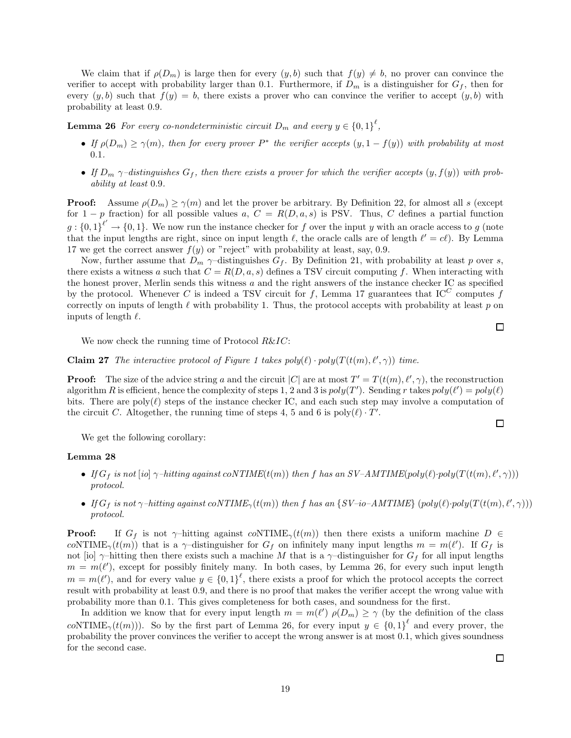We claim that if $\rho(D_m)$ is large then for every $(y, b)$ such that $f(y) \neq b$, no prover can convince the verifier to accept with probability larger than 0.1. Furthermore, if $D_m$ is a distinguisher for $G_f$, then for every $(y, b)$ such that $f(y) = b$, there exists a prover who can convince the verifier to accept $(y, b)$ with probability at least 0.9.

**Lemma 26** *For every co-nondeterministic circuit $D_m$ and every $y \in \{0,1\}^\ell$,*

- *If $\rho(D_m) \geq \gamma(m)$, then for every prover $P^*$ the verifier accepts $(y, 1 - f(y))$ with probability at most 0.1.*
- *If $D_m$ $\gamma$–distinguishes $G_f$, then there exists a prover for which the verifier accepts $(y, f(y))$ with probability at least 0.9.*

**Proof:** Assume $\rho(D_m) \geq \gamma(m)$ and let the prover be arbitrary. By Definition 22, for almost all $s$ (except for $1 - p$ fraction) for all possible values $a$, $C = R(D, a, s)$ is PSV. Thus, $C$ defines a partial function $g : \{0,1\}^{\ell'} \to \{0,1\}$. We now run the instance checker for $f$ over the input $y$ with an oracle access to $g$ (note that the input lengths are right, since on input length $\ell$, the oracle calls are of length $\ell' = c\ell$). By Lemma 17 we get the correct answer $f(y)$ or "reject" with probability at least, say, 0.9.

Now, further assume that $D_m$ $\gamma$–distinguishes $G_f$. By Definition 21, with probability at least $p$ over $s$, there exists a witness $a$ such that $C = R(D, a, s)$ defines a TSV circuit computing $f$. When interacting with the honest prover, Merlin sends this witness $a$ and the right answers of the instance checker IC as specified by the protocol. Whenever $C$ is indeed a TSV circuit for $f$, Lemma 17 guarantees that $\mathrm{IC}^C$ computes $f$ correctly on inputs of length $\ell$ with probability 1. Thus, the protocol accepts with probability at least $p$ on inputs of length $\ell$.

□

We now check the running time of Protocol *R&IC*:

**Claim 27** *The interactive protocol of Figure 1 takes $poly(\ell) \cdot poly(T(t(m), \ell', \gamma))$ time.*

**Proof:** The size of the advice string $a$ and the circuit $|C|$ are at most $T' = T(t(m), \ell', \gamma)$, the reconstruction algorithm $R$ is efficient, hence the complexity of steps 1, 2 and 3 is $poly(T')$. Sending $r$ takes $poly(\ell') = poly(\ell)$ bits. There are $\mathrm{poly}(\ell)$ steps of the instance checker IC, and each such step may involve a computation of the circuit $C$. Altogether, the running time of steps 4, 5 and 6 is $\mathrm{poly}(\ell) \cdot T'$.

□

We get the following corollary:

**Lemma 28**

- *If $G_f$ is not [io] $\gamma$–hitting against coNTIME$(t(m))$ then $f$ has an SV–AMTIME$(poly(\ell) \cdot poly(T(t(m), \ell', \gamma)))$ protocol.*
- *If $G_f$ is not $\gamma$–hitting against coNTIME$_\gamma(t(m))$ then $f$ has an {SV–io–AMTIME} $(poly(\ell) \cdot poly(T(t(m), \ell', \gamma)))$ protocol.*

**Proof:** If $G_f$ is not $\gamma$–hitting against $co$NTIME$_\gamma(t(m))$ then there exists a uniform machine $D \in co$NTIME$_\gamma(t(m))$ that is a $\gamma$–distinguisher for $G_f$ on infinitely many input lengths $m = m(\ell')$. If $G_f$ is not [io] $\gamma$–hitting then there exists such a machine $M$ that is a $\gamma$–distinguisher for $G_f$ for all input lengths $m = m(\ell')$, except for possibly finitely many. In both cases, by Lemma 26, for every such input length $m = m(\ell')$, and for every value $y \in \{0,1\}^\ell$, there exists a proof for which the protocol accepts the correct result with probability at least 0.9, and there is no proof that makes the verifier accept the wrong value with probability more than 0.1. This gives completeness for both cases, and soundness for the first.

In addition we know that for every input length $m = m(\ell')$ $\rho(D_m) \geq \gamma$ (by the definition of the class $co$NTIME$_\gamma(t(m))$). So by the first part of Lemma 26, for every input $y \in \{0,1\}^\ell$ and every prover, the probability the prover convinces the verifier to accept the wrong answer is at most 0.1, which gives soundness for the second case.

□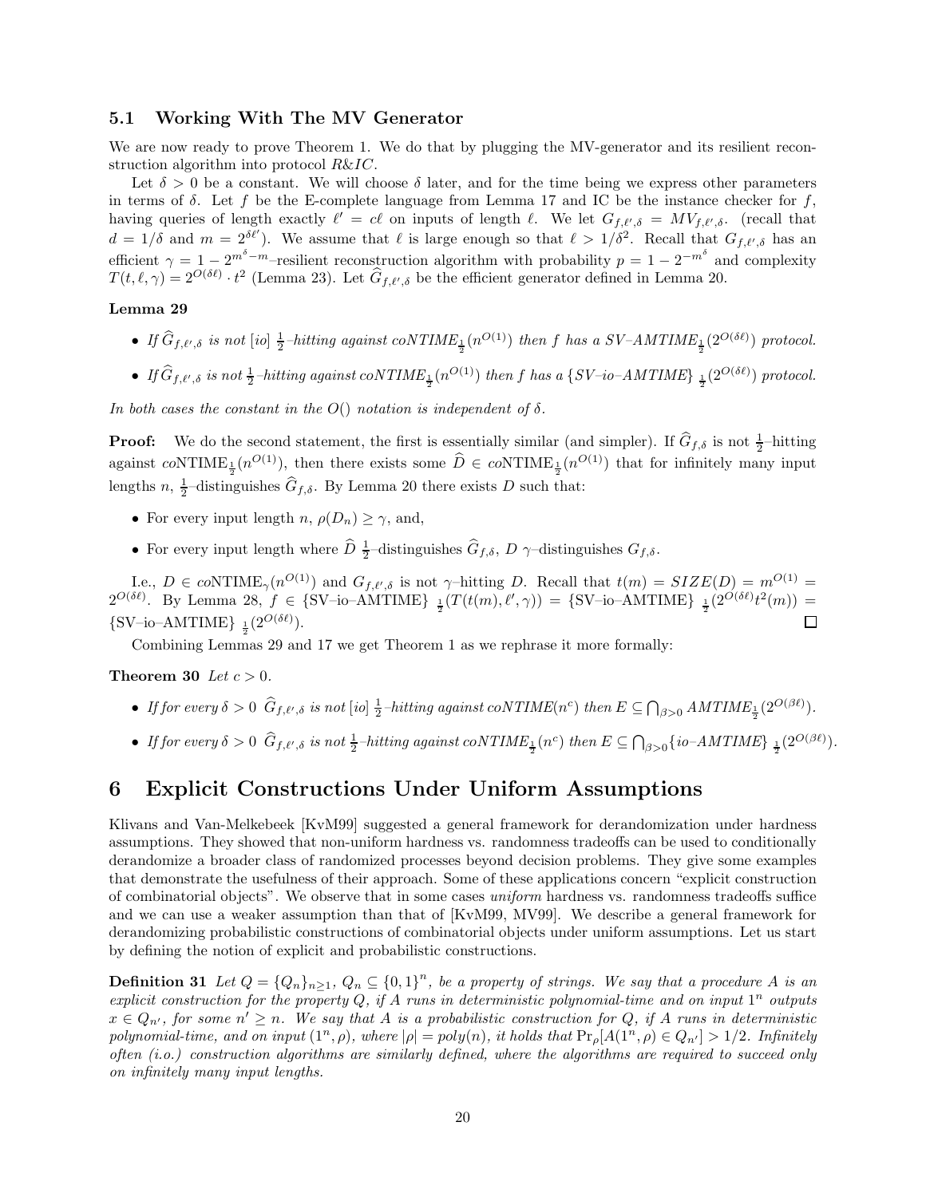### 5.1 Working With The MV Generator

We are now ready to prove Theorem 1. We do that by plugging the MV-generator and its resilient reconstruction algorithm into protocol *R&IC*.

Let $\delta > 0$ be a constant. We will choose $\delta$ later, and for the time being we express other parameters in terms of $\delta$. Let $f$ be the E-complete language from Lemma 17 and IC be the instance checker for $f$, having queries of length exactly $\ell' = c\ell$ on inputs of length $\ell$. We let $G_{f,\ell',\delta} = MV_{f,\ell',\delta}$. (recall that $d = 1/\delta$ and $m = 2^{\delta\ell'}$). We assume that $\ell$ is large enough so that $\ell > 1/\delta^2$. Recall that $G_{f,\ell',\delta}$ has an efficient $\gamma = 1 - 2^{m^\delta - m}$–resilient reconstruction algorithm with probability $p = 1 - 2^{-m^\delta}$ and complexity $T(t, \ell, \gamma) = 2^{O(\delta\ell)} \cdot t^2$ (Lemma 23). Let $\widehat{G}_{f,\ell',\delta}$ be the efficient generator defined in Lemma 20.

**Lemma 29**

- *If $\widehat{G}_{f,\ell',\delta}$ is not [io] $\frac{1}{2}$–hitting against coNTIME$_{\frac{1}{2}}(n^{O(1)})$ then $f$ has a SV–AMTIME$_{\frac{1}{2}}(2^{O(\delta\ell)})$ protocol.*
- *If $\widehat{G}_{f,\ell',\delta}$ is not $\frac{1}{2}$–hitting against coNTIME$_{\frac{1}{2}}(n^{O(1)})$ then $f$ has a {SV–io–AMTIME} $_{\frac{1}{2}}(2^{O(\delta\ell)})$ protocol.*

*In both cases the constant in the O() notation is independent of $\delta$.*

**Proof:** We do the second statement, the first is essentially similar (and simpler). If $\widehat{G}_{f,\delta}$ is not $\frac{1}{2}$–hitting against coNTIME$_{\frac{1}{2}}(n^{O(1)})$, then there exists some $\widehat{D} \in$ coNTIME$_{\frac{1}{2}}(n^{O(1)})$ that for infinitely many input lengths $n$, $\frac{1}{2}$–distinguishes $\widehat{G}_{f,\delta}$. By Lemma 20 there exists $D$ such that:

- For every input length $n$, $\rho(D_n) \geq \gamma$, and,
- For every input length where $\widehat{D}$ $\frac{1}{2}$–distinguishes $\widehat{G}_{f,\delta}$, $D$ $\gamma$–distinguishes $G_{f,\delta}$.

I.e., $D \in$ coNTIME$_\gamma(n^{O(1)})$ and $G_{f,\ell',\delta}$ is not $\gamma$–hitting $D$. Recall that $t(m) = SIZE(D) = m^{O(1)} = 2^{O(\delta\ell)}$. By Lemma 28, $f \in$ {SV–io–AMTIME} $_{\frac{1}{2}}(T(t(m), \ell', \gamma)) =$ {SV–io–AMTIME} $_{\frac{1}{2}}(2^{O(\delta\ell)} t^2(m)) =$ {SV–io–AMTIME} $_{\frac{1}{2}}(2^{O(\delta\ell)})$. □

Combining Lemmas 29 and 17 we get Theorem 1 as we rephrase it more formally:

**Theorem 30** *Let $c > 0$.*

- *If for every $\delta > 0$ $\widehat{G}_{f,\ell',\delta}$ is not [io] $\frac{1}{2}$–hitting against coNTIME$(n^c)$ then $E \subseteq \bigcap_{\beta>0}$ AMTIME$_{\frac{1}{2}}(2^{O(\beta\ell)})$.*
- *If for every $\delta > 0$ $\widehat{G}_{f,\ell',\delta}$ is not $\frac{1}{2}$–hitting against coNTIME$_{\frac{1}{2}}(n^c)$ then $E \subseteq \bigcap_{\beta>0}$ {io–AMTIME} $_{\frac{1}{2}}(2^{O(\beta\ell)})$.*

# 6 Explicit Constructions Under Uniform Assumptions

Klivans and Van-Melkebeek [KvM99] suggested a general framework for derandomization under hardness assumptions. They showed that non-uniform hardness vs. randomness tradeoffs can be used to conditionally derandomize a broader class of randomized processes beyond decision problems. They give some examples that demonstrate the usefulness of their approach. Some of these applications concern "explicit construction of combinatorial objects". We observe that in some cases *uniform* hardness vs. randomness tradeoffs suffice and we can use a weaker assumption than that of [KvM99, MV99]. We describe a general framework for derandomizing probabilistic constructions of combinatorial objects under uniform assumptions. Let us start by defining the notion of explicit and probabilistic constructions.

**Definition 31** *Let $Q = \{Q_n\}_{n\geq 1}$, $Q_n \subseteq \{0,1\}^n$, be a property of strings. We say that a procedure $A$ is an explicit construction for the property $Q$, if $A$ runs in deterministic polynomial-time and on input $1^n$ outputs $x \in Q_{n'}$, for some $n' \geq n$. We say that $A$ is a probabilistic construction for $Q$, if $A$ runs in deterministic polynomial-time, and on input $(1^n, \rho)$, where $|\rho| = poly(n)$, it holds that $\Pr_\rho[A(1^n, \rho) \in Q_{n'}] > 1/2$. Infinitely often (i.o.) construction algorithms are similarly defined, where the algorithms are required to succeed only on infinitely many input lengths.*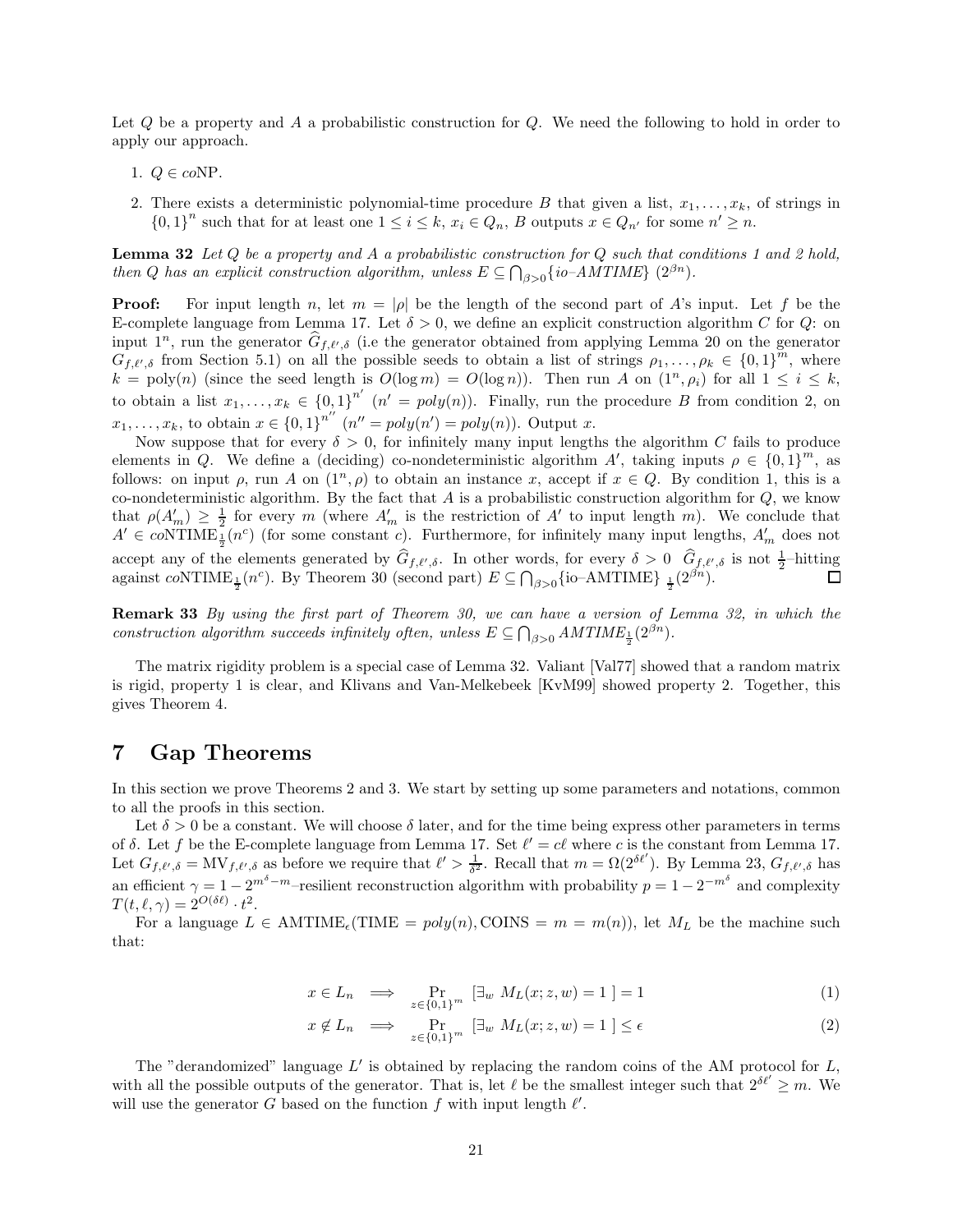Let $Q$ be a property and $A$ a probabilistic construction for $Q$. We need the following to hold in order to apply our approach.

1. $Q \in co\text{NP}$.
2. There exists a deterministic polynomial-time procedure $B$ that given a list, $x_1, \ldots, x_k$, of strings in $\{0,1\}^n$ such that for at least one $1 \leq i \leq k$, $x_i \in Q_n$, $B$ outputs $x \in Q_{n'}$ for some $n' \geq n$.

**Lemma 32** *Let $Q$ be a property and $A$ a probabilistic construction for $Q$ such that conditions 1 and 2 hold, then $Q$ has an explicit construction algorithm, unless $E \subseteq \bigcap_{\beta > 0}\{io\text{–}AMTIME\}\ (2^{\beta n})$.*

**Proof:** For input length $n$, let $m = |\rho|$ be the length of the second part of $A$'s input. Let $f$ be the E-complete language from Lemma 17. Let $\delta > 0$, we define an explicit construction algorithm $C$ for $Q$: on input $1^n$, run the generator $\widehat{G}_{f,\ell',\delta}$ (i.e the generator obtained from applying Lemma 20 on the generator $G_{f,\ell',\delta}$ from Section 5.1) on all the possible seeds to obtain a list of strings $\rho_1, \ldots, \rho_k \in \{0,1\}^m$, where $k = \text{poly}(n)$ (since the seed length is $O(\log m) = O(\log n)$). Then run $A$ on $(1^n, \rho_i)$ for all $1 \leq i \leq k$, to obtain a list $x_1, \ldots, x_k \in \{0,1\}^{n'}$ ($n' = poly(n)$). Finally, run the procedure $B$ from condition 2, on $x_1, \ldots, x_k$, to obtain $x \in \{0,1\}^{n''}$ ($n'' = poly(n') = poly(n)$). Output $x$.

Now suppose that for every $\delta > 0$, for infinitely many input lengths the algorithm $C$ fails to produce elements in $Q$. We define a (deciding) co-nondeterministic algorithm $A'$, taking inputs $\rho \in \{0,1\}^m$, as follows: on input $\rho$, run $A$ on $(1^n, \rho)$ to obtain an instance $x$, accept if $x \in Q$. By condition 1, this is a co-nondeterministic algorithm. By the fact that $A$ is a probabilistic construction algorithm for $Q$, we know that $\rho(A'_m) \geq \frac{1}{2}$ for every $m$ (where $A'_m$ is the restriction of $A'$ to input length $m$). We conclude that $A' \in co\text{NTIME}_{\frac{1}{2}}(n^c)$ (for some constant $c$). Furthermore, for infinitely many input lengths, $A'_m$ does not accept any of the elements generated by $\widehat{G}_{f,\ell',\delta}$. In other words, for every $\delta > 0$ $\widehat{G}_{f,\ell',\delta}$ is not $\frac{1}{2}$–hitting against $co\text{NTIME}_{\frac{1}{2}}(n^c)$. By Theorem 30 (second part) $E \subseteq \bigcap_{\beta > 0}\{\text{io–AMTIME}\}_{\frac{1}{2}}(2^{\beta n})$. □

**Remark 33** *By using the first part of Theorem 30, we can have a version of Lemma 32, in which the construction algorithm succeeds infinitely often, unless $E \subseteq \bigcap_{\beta > 0} AMTIME_{\frac{1}{2}}(2^{\beta n})$.*

The matrix rigidity problem is a special case of Lemma 32. Valiant [Val77] showed that a random matrix is rigid, property 1 is clear, and Klivans and Van-Melkebeek [KvM99] showed property 2. Together, this gives Theorem 4.

# 7 Gap Theorems

In this section we prove Theorems 2 and 3. We start by setting up some parameters and notations, common to all the proofs in this section.

Let $\delta > 0$ be a constant. We will choose $\delta$ later, and for the time being express other parameters in terms of $\delta$. Let $f$ be the E-complete language from Lemma 17. Set $\ell' = c\ell$ where $c$ is the constant from Lemma 17. Let $G_{f,\ell',\delta} = \text{MV}_{f,\ell',\delta}$ as before we require that $\ell' > \frac{1}{\delta^2}$. Recall that $m = \Omega(2^{\delta\ell'})$. By Lemma 23, $G_{f,\ell',\delta}$ has an efficient $\gamma = 1 - 2^{m^\delta - m}$–resilient reconstruction algorithm with probability $p = 1 - 2^{-m^\delta}$ and complexity $T(t, \ell, \gamma) = 2^{O(\delta\ell)} \cdot t^2$.

For a language $L \in \text{AMTIME}_\epsilon(\text{TIME} = poly(n), \text{COINS} = m = m(n))$, let $M_L$ be the machine such that:

$$x \in L_n \implies \Pr_{z \in \{0,1\}^m}[\exists_w\ M_L(x; z, w) = 1\ ] = 1 \tag{1}$$

$$x \notin L_n \implies \Pr_{z \in \{0,1\}^m}[\exists_w\ M_L(x; z, w) = 1\ ] \leq \epsilon \tag{2}$$

The "derandomized" language $L'$ is obtained by replacing the random coins of the AM protocol for $L$, with all the possible outputs of the generator. That is, let $\ell$ be the smallest integer such that $2^{\delta\ell'} \geq m$. We will use the generator $G$ based on the function $f$ with input length $\ell'$.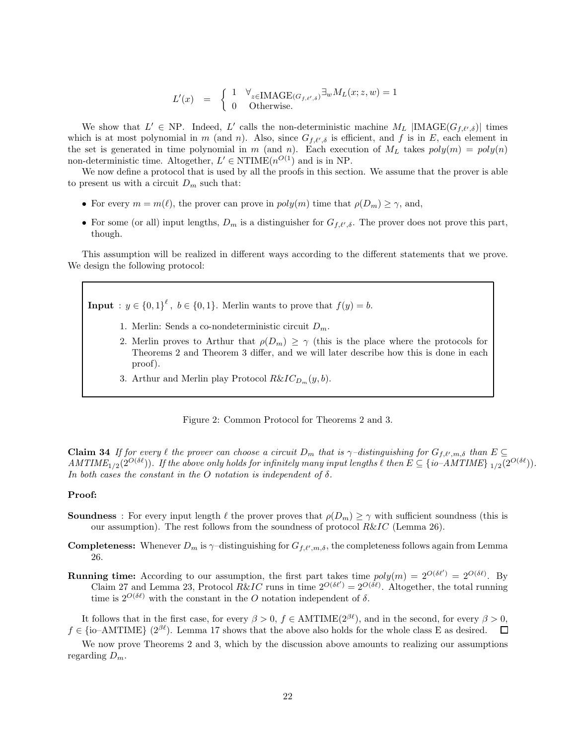$$L'(x) \quad = \quad \begin{cases} 1 & \forall_{z \in \text{IMAGE}(G_{f,\ell',\delta})} \exists_w M_L(x; z, w) = 1 \\ 0 & \text{Otherwise.} \end{cases}$$

We show that $L' \in$ NP. Indeed, $L'$ calls the non-deterministic machine $M_L$ $|\text{IMAGE}(G_{f,\ell',\delta})|$ times which is at most polynomial in $m$ (and $n$). Also, since $G_{f,\ell',\delta}$ is efficient, and $f$ is in $E$, each element in the set is generated in time polynomial in $m$ (and $n$). Each execution of $M_L$ takes $poly(m) = poly(n)$ non-deterministic time. Altogether, $L' \in \text{NTIME}(n^{O(1)})$ and is in NP.

We now define a protocol that is used by all the proofs in this section. We assume that the prover is able to present us with a circuit $D_m$ such that:

- For every $m = m(\ell)$, the prover can prove in $poly(m)$ time that $\rho(D_m) \geq \gamma$, and,
- For some (or all) input lengths, $D_m$ is a distinguisher for $G_{f,\ell',\delta}$. The prover does not prove this part, though.

This assumption will be realized in different ways according to the different statements that we prove. We design the following protocol:

> **Input** : $y \in \{0,1\}^{\ell}$, $b \in \{0,1\}$. Merlin wants to prove that $f(y) = b$.
>
> 1. Merlin: Sends a co-nondeterministic circuit $D_m$.
> 2. Merlin proves to Arthur that $\rho(D_m) \geq \gamma$ (this is the place where the protocols for Theorems 2 and Theorem 3 differ, and we will later describe how this is done in each proof).
> 3. Arthur and Merlin play Protocol $R\&IC_{D_m}(y, b)$.

Figure 2: Common Protocol for Theorems 2 and 3.

**Claim 34** *If for every $\ell$ the prover can choose a circuit $D_m$ that is $\gamma$–distinguishing for $G_{f,\ell',m,\delta}$ than $E \subseteq AMTIME_{1/2}(2^{O(\delta\ell)})$. If the above only holds for infinitely many input lengths $\ell$ then $E \subseteq \{io\text{–}AMTIME\}_{1/2}(2^{O(\delta\ell)})$. In both cases the constant in the $O$ notation is independent of $\delta$.*

**Proof:**

**Soundness** : For every input length $\ell$ the prover proves that $\rho(D_m) \geq \gamma$ with sufficient soundness (this is our assumption). The rest follows from the soundness of protocol $R\&IC$ (Lemma 26).

**Completeness:** Whenever $D_m$ is $\gamma$–distinguishing for $G_{f,\ell',m,\delta}$, the completeness follows again from Lemma 26.

**Running time:** According to our assumption, the first part takes time $poly(m) = 2^{O(\delta\ell')} = 2^{O(\delta\ell)}$. By Claim 27 and Lemma 23, Protocol $R\&IC$ runs in time $2^{O(\delta\ell')} = 2^{O(\delta\ell)}$. Altogether, the total running time is $2^{O(\delta\ell)}$ with the constant in the $O$ notation independent of $\delta$.

It follows that in the first case, for every $\beta > 0$, $f \in \text{AMTIME}(2^{\beta\ell})$, and in the second, for every $\beta > 0$, $f \in \{\text{io–AMTIME}\}\ (2^{\beta\ell})$. Lemma 17 shows that the above also holds for the whole class E as desired. $\square$

We now prove Theorems 2 and 3, which by the discussion above amounts to realizing our assumptions regarding $D_m$.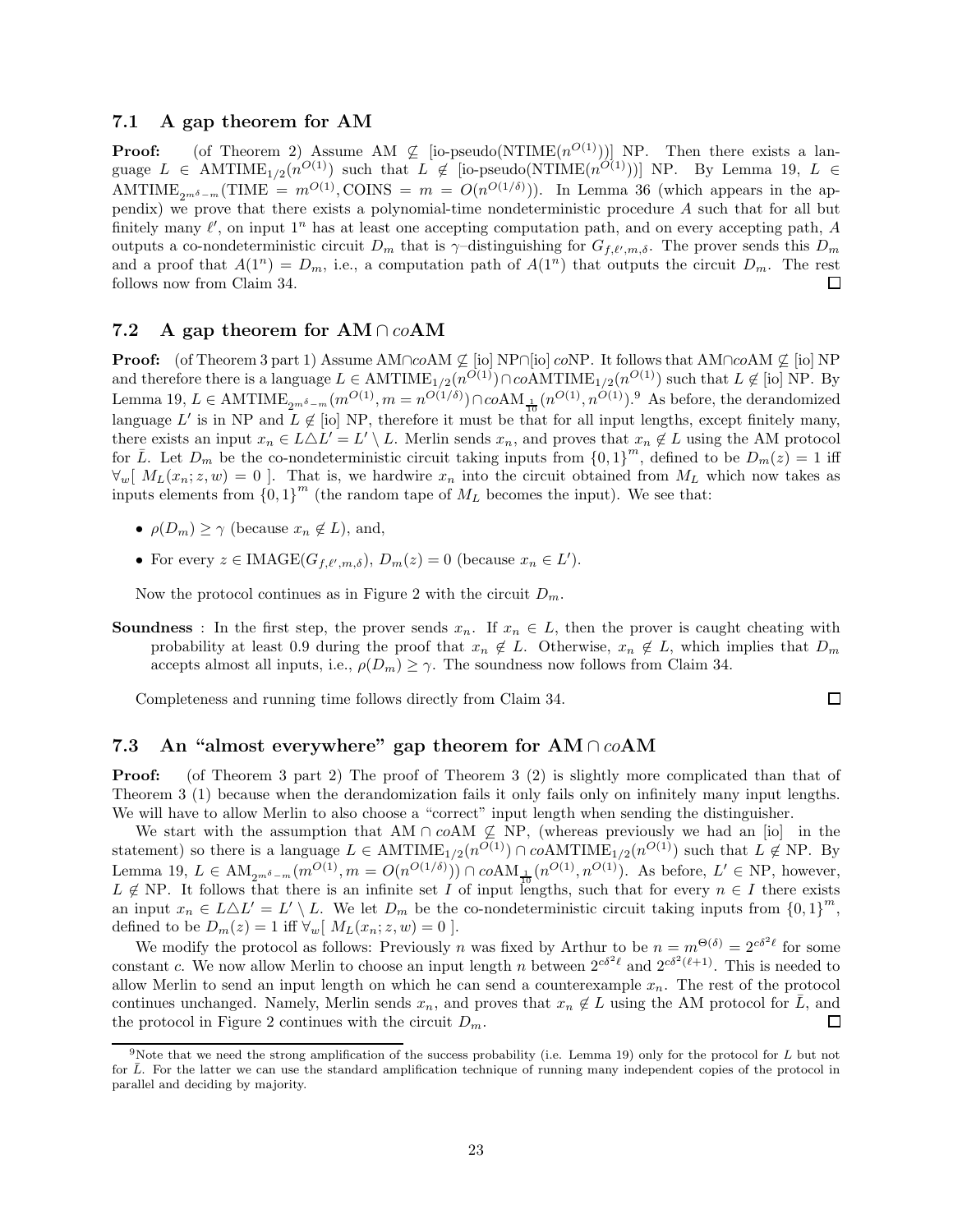### 7.1 A gap theorem for AM

**Proof:** (of Theorem 2) Assume AM $\not\subseteq$ [io-pseudo(NTIME($n^{O(1)}$))] NP. Then there exists a language $L \in \text{AMTIME}_{1/2}(n^{O(1)})$ such that $L \notin$ [io-pseudo(NTIME($n^{O(1)}$))] NP. By Lemma 19, $L \in \text{AMTIME}_{2^{m^\delta - m}}(\text{TIME} = m^{O(1)}, \text{COINS} = m = O(n^{O(1/\delta)}))$. In Lemma 36 (which appears in the appendix) we prove that there exists a polynomial-time nondeterministic procedure $A$ such that for all but finitely many $\ell'$, on input $1^n$ has at least one accepting computation path, and on every accepting path, $A$ outputs a co-nondeterministic circuit $D_m$ that is $\gamma$–distinguishing for $G_{f,\ell',m,\delta}$. The prover sends this $D_m$ and a proof that $A(1^n) = D_m$, i.e., a computation path of $A(1^n)$ that outputs the circuit $D_m$. The rest follows now from Claim 34. □

### 7.2 A gap theorem for AM ∩ *co*AM

**Proof:** (of Theorem 3 part 1) Assume AM∩*co*AM $\not\subseteq$ [io] NP∩[io] *co*NP. It follows that AM∩*co*AM $\not\subseteq$ [io] NP and therefore there is a language $L \in \text{AMTIME}_{1/2}(n^{O(1)}) \cap co\text{AMTIME}_{1/2}(n^{O(1)})$ such that $L \notin$ [io] NP. By Lemma 19, $L \in \text{AMTIME}_{2^{m^\delta - m}}(m^{O(1)}, m = n^{O(1/\delta)}) \cap co\text{AM}_{\frac{1}{10}}(n^{O(1)}, n^{O(1)})$.[9] As before, the derandomized language $L'$ is in NP and $L \notin$ [io] NP, therefore it must be that for all input lengths, except finitely many, there exists an input $x_n \in L \triangle L' = L' \setminus L$. Merlin sends $x_n$, and proves that $x_n \notin L$ using the AM protocol for $\bar{L}$. Let $D_m$ be the co-nondeterministic circuit taking inputs from $\{0,1\}^m$, defined to be $D_m(z) = 1$ iff $\forall_w[\ M_L(x_n; z, w) = 0\ ]$. That is, we hardwire $x_n$ into the circuit obtained from $M_L$ which now takes as inputs elements from $\{0,1\}^m$ (the random tape of $M_L$ becomes the input). We see that:

- $\rho(D_m) \geq \gamma$ (because $x_n \notin L$), and,
- For every $z \in \text{IMAGE}(G_{f,\ell',m,\delta})$, $D_m(z) = 0$ (because $x_n \in L'$).

Now the protocol continues as in Figure 2 with the circuit $D_m$.

**Soundness** : In the first step, the prover sends $x_n$. If $x_n \in L$, then the prover is caught cheating with probability at least 0.9 during the proof that $x_n \notin L$. Otherwise, $x_n \notin L$, which implies that $D_m$ accepts almost all inputs, i.e., $\rho(D_m) \geq \gamma$. The soundness now follows from Claim 34.

Completeness and running time follows directly from Claim 34. □

### 7.3 An "almost everywhere" gap theorem for AM ∩ *co*AM

**Proof:** (of Theorem 3 part 2) The proof of Theorem 3 (2) is slightly more complicated than that of Theorem 3 (1) because when the derandomization fails it only fails only on infinitely many input lengths. We will have to allow Merlin to also choose a "correct" input length when sending the distinguisher.

We start with the assumption that AM ∩ *co*AM $\not\subseteq$ NP, (whereas previously we had an [io] in the statement) so there is a language $L \in \text{AMTIME}_{1/2}(n^{O(1)}) \cap co\text{AMTIME}_{1/2}(n^{O(1)})$ such that $L \notin$ NP. By Lemma 19, $L \in \text{AM}_{2^{m^\delta - m}}(m^{O(1)}, m = O(n^{O(1/\delta)})) \cap co\text{AM}_{\frac{1}{10}}(n^{O(1)}, n^{O(1)})$. As before, $L' \in$ NP, however, $L \notin$ NP. It follows that there is an infinite set $I$ of input lengths, such that for every $n \in I$ there exists an input $x_n \in L \triangle L' = L' \setminus L$. We let $D_m$ be the co-nondeterministic circuit taking inputs from $\{0,1\}^m$, defined to be $D_m(z) = 1$ iff $\forall_w[\ M_L(x_n; z, w) = 0\ ]$.

We modify the protocol as follows: Previously $n$ was fixed by Arthur to be $n = m^{\Theta(\delta)} = 2^{c\delta^2 \ell}$ for some constant $c$. We now allow Merlin to choose an input length $n$ between $2^{c\delta^2 \ell}$ and $2^{c\delta^2(\ell+1)}$. This is needed to allow Merlin to send an input length on which he can send a counterexample $x_n$. The rest of the protocol continues unchanged. Namely, Merlin sends $x_n$, and proves that $x_n \notin L$ using the AM protocol for $\bar{L}$, and the protocol in Figure 2 continues with the circuit $D_m$. □

---

[9] Note that we need the strong amplification of the success probability (i.e. Lemma 19) only for the protocol for $L$ but not for $\bar{L}$. For the latter we can use the standard amplification technique of running many independent copies of the protocol in parallel and deciding by majority.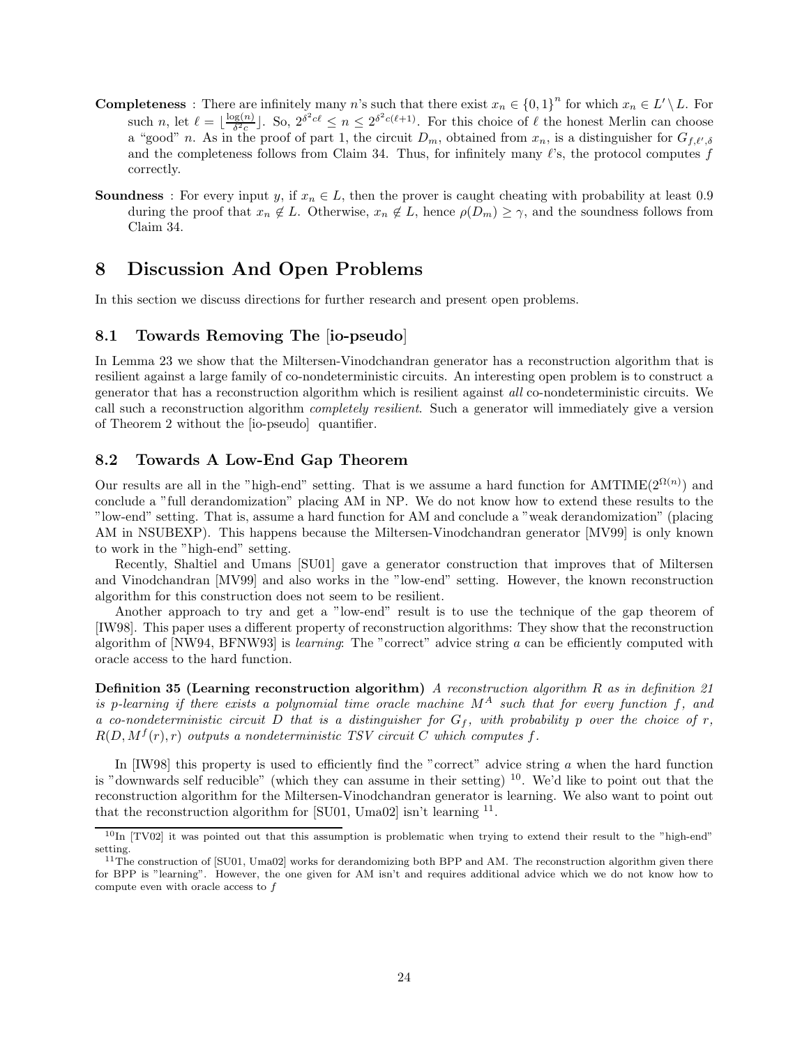**Completeness** : There are infinitely many $n$'s such that there exist $x_n \in \{0,1\}^n$ for which $x_n \in L' \setminus L$. For such $n$, let $\ell = \lfloor \frac{\log(n)}{\delta^2 c} \rfloor$. So, $2^{\delta^2 c \ell} \leq n \leq 2^{\delta^2 c(\ell+1)}$. For this choice of $\ell$ the honest Merlin can choose a "good" $n$. As in the proof of part 1, the circuit $D_m$, obtained from $x_n$, is a distinguisher for $G_{f,\ell',\delta}$ and the completeness follows from Claim 34. Thus, for infinitely many $\ell$'s, the protocol computes $f$ correctly.

**Soundness** : For every input $y$, if $x_n \in L$, then the prover is caught cheating with probability at least 0.9 during the proof that $x_n \notin L$. Otherwise, $x_n \notin L$, hence $\rho(D_m) \geq \gamma$, and the soundness follows from Claim 34.

# 8 Discussion And Open Problems

In this section we discuss directions for further research and present open problems.

## 8.1 Towards Removing The [io-pseudo]

In Lemma 23 we show that the Miltersen-Vinodchandran generator has a reconstruction algorithm that is resilient against a large family of co-nondeterministic circuits. An interesting open problem is to construct a generator that has a reconstruction algorithm which is resilient against *all* co-nondeterministic circuits. We call such a reconstruction algorithm *completely resilient*. Such a generator will immediately give a version of Theorem 2 without the [io-pseudo] quantifier.

## 8.2 Towards A Low-End Gap Theorem

Our results are all in the "high-end" setting. That is we assume a hard function for AMTIME($2^{\Omega(n)}$) and conclude a "full derandomization" placing AM in NP. We do not know how to extend these results to the "low-end" setting. That is, assume a hard function for AM and conclude a "weak derandomization" (placing AM in NSUBEXP). This happens because the Miltersen-Vinodchandran generator [MV99] is only known to work in the "high-end" setting.

Recently, Shaltiel and Umans [SU01] gave a generator construction that improves that of Miltersen and Vinodchandran [MV99] and also works in the "low-end" setting. However, the known reconstruction algorithm for this construction does not seem to be resilient.

Another approach to try and get a "low-end" result is to use the technique of the gap theorem of [IW98]. This paper uses a different property of reconstruction algorithms: They show that the reconstruction algorithm of [NW94, BFNW93] is *learning*: The "correct" advice string $a$ can be efficiently computed with oracle access to the hard function.

**Definition 35 (Learning reconstruction algorithm)** *A reconstruction algorithm $R$ as in definition 21 is p-learning if there exists a polynomial time oracle machine $M^A$ such that for every function $f$, and a co-nondeterministic circuit $D$ that is a distinguisher for $G_f$, with probability $p$ over the choice of $r$, $R(D, M^f(r), r)$ outputs a nondeterministic TSV circuit $C$ which computes $f$.*

In [IW98] this property is used to efficiently find the "correct" advice string $a$ when the hard function is "downwards self reducible" (which they can assume in their setting) [10]. We'd like to point out that the reconstruction algorithm for the Miltersen-Vinodchandran generator is learning. We also want to point out that the reconstruction algorithm for [SU01, Uma02] isn't learning [11].

[10] In [TV02] it was pointed out that this assumption is problematic when trying to extend their result to the "high-end" setting.

[11] The construction of [SU01, Uma02] works for derandomizing both BPP and AM. The reconstruction algorithm given there for BPP is "learning". However, the one given for AM isn't and requires additional advice which we do not know how to compute even with oracle access to $f$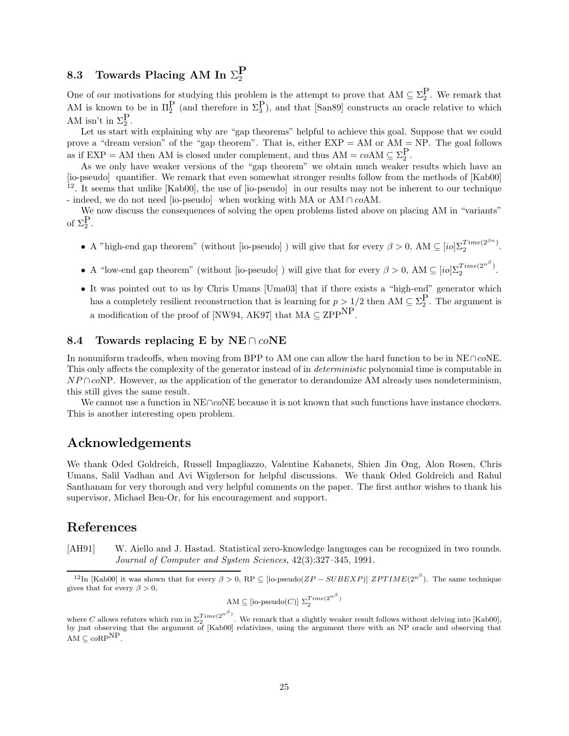### 8.3 Towards Placing AM In $\Sigma_2^{\mathrm{P}}$

One of our motivations for studying this problem is the attempt to prove that $\mathrm{AM} \subseteq \Sigma_2^{\mathrm{P}}$. We remark that AM is known to be in $\Pi_2^{\mathrm{P}}$ (and therefore in $\Sigma_3^{\mathrm{P}}$), and that [San89] constructs an oracle relative to which AM isn't in $\Sigma_2^{\mathrm{P}}$.

Let us start with explaining why are "gap theorems" helpful to achieve this goal. Suppose that we could prove a "dream version" of the "gap theorem". That is, either EXP = AM or AM = NP. The goal follows as if EXP = AM then AM is closed under complement, and thus $\mathrm{AM} = co\mathrm{AM} \subseteq \Sigma_2^{\mathrm{P}}$.

As we only have weaker versions of the "gap theorem" we obtain much weaker results which have an [io-pseudo] quantifier. We remark that even somewhat stronger results follow from the methods of [Kab00] [12]. It seems that unlike [Kab00], the use of [io-pseudo] in our results may not be inherent to our technique - indeed, we do not need [io-pseudo] when working with MA or $\mathrm{AM} \cap co\mathrm{AM}$.

We now discuss the consequences of solving the open problems listed above on placing AM in "variants" of $\Sigma_2^{\mathrm{P}}$.

- A "high-end gap theorem" (without [io-pseudo] ) will give that for every $\beta > 0$, $\mathrm{AM} \subseteq [io]\Sigma_2^{Time(2^{\beta n})}$.
- A "low-end gap theorem" (without [io-pseudo] ) will give that for every $\beta > 0$, $\mathrm{AM} \subseteq [io]\Sigma_2^{Time(2^{n^\beta})}$.
- It was pointed out to us by Chris Umans [Uma03] that if there exists a "high-end" generator which has a completely resilient reconstruction that is learning for $p > 1/2$ then $\mathrm{AM} \subseteq \Sigma_2^{\mathrm{P}}$. The argument is a modification of the proof of [NW94, AK97] that $\mathrm{MA} \subseteq \mathrm{ZPP}^{\mathrm{NP}}$.

### 8.4 Towards replacing E by NE $\cap$ $co$NE

In nonuniform tradeoffs, when moving from BPP to AM one can allow the hard function to be in NE$\cap$$co$NE. This only affects the complexity of the generator instead of in *deterministic* polynomial time is computable in $NP \cap co$NP. However, as the application of the generator to derandomize AM already uses nondeterminism, this still gives the same result.

We cannot use a function in NE$\cap$$co$NE because it is not known that such functions have instance checkers. This is another interesting open problem.

## Acknowledgements

We thank Oded Goldreich, Russell Impagliazzo, Valentine Kabanets, Shien Jin Ong, Alon Rosen, Chris Umans, Salil Vadhan and Avi Wigderson for helpful discussions. We thank Oded Goldreich and Rahul Santhanam for very thorough and very helpful comments on the paper. The first author wishes to thank his supervisor, Michael Ben-Or, for his encouragement and support.

## References

[AH91] W. Aiello and J. Hastad. Statistical zero-knowledge languages can be recognized in two rounds. *Journal of Computer and System Sciences*, 42(3):327–345, 1991.

---

[12] In [Kab00] it was shown that for every $\beta > 0$, RP $\subseteq$ [io-pseudo($ZP-SUBEXP$)] $ZPTIME(2^{n^\beta})$. The same technique gives that for every $\beta > 0$,

$$\mathrm{AM} \subseteq [\text{io-pseudo}(C)]\ \Sigma_2^{Time(2^{n^\beta})}$$

where $C$ allows refuters which run in $\Sigma_2^{Time(2^{n^\beta})}$. We remark that a slightly weaker result follows without delving into [Kab00], by just observing that the argument of [Kab00] relativizes, using the argument there with an NP oracle and observing that $\mathrm{AM} \subseteq co\mathrm{RP}^{\mathrm{NP}}$.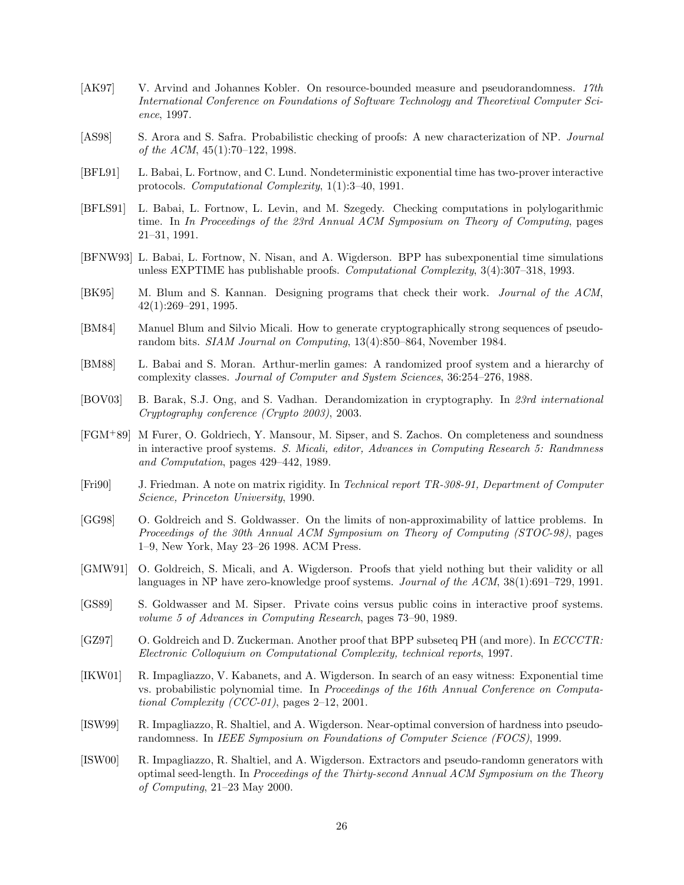[AK97] V. Arvind and Johannes Kobler. On resource-bounded measure and pseudorandomness. *17th International Conference on Foundations of Software Technology and Theoretival Computer Science*, 1997.

[AS98] S. Arora and S. Safra. Probabilistic checking of proofs: A new characterization of NP. *Journal of the ACM*, 45(1):70–122, 1998.

[BFL91] L. Babai, L. Fortnow, and C. Lund. Nondeterministic exponential time has two-prover interactive protocols. *Computational Complexity*, 1(1):3–40, 1991.

[BFLS91] L. Babai, L. Fortnow, L. Levin, and M. Szegedy. Checking computations in polylogarithmic time. In *In Proceedings of the 23rd Annual ACM Symposium on Theory of Computing*, pages 21–31, 1991.

[BFNW93] L. Babai, L. Fortnow, N. Nisan, and A. Wigderson. BPP has subexponential time simulations unless EXPTIME has publishable proofs. *Computational Complexity*, 3(4):307–318, 1993.

[BK95] M. Blum and S. Kannan. Designing programs that check their work. *Journal of the ACM*, 42(1):269–291, 1995.

[BM84] Manuel Blum and Silvio Micali. How to generate cryptographically strong sequences of pseudorandom bits. *SIAM Journal on Computing*, 13(4):850–864, November 1984.

[BM88] L. Babai and S. Moran. Arthur-merlin games: A randomized proof system and a hierarchy of complexity classes. *Journal of Computer and System Sciences*, 36:254–276, 1988.

[BOV03] B. Barak, S.J. Ong, and S. Vadhan. Derandomization in cryptography. In *23rd international Cryptography conference (Crypto 2003)*, 2003.

[FGM+89] M Furer, O. Goldriech, Y. Mansour, M. Sipser, and S. Zachos. On completeness and soundness in interactive proof systems. *S. Micali, editor, Advances in Computing Research 5: Randmness and Computation*, pages 429–442, 1989.

[Fri90] J. Friedman. A note on matrix rigidity. In *Technical report TR-308-91, Department of Computer Science, Princeton University*, 1990.

[GG98] O. Goldreich and S. Goldwasser. On the limits of non-approximability of lattice problems. In *Proceedings of the 30th Annual ACM Symposium on Theory of Computing (STOC-98)*, pages 1–9, New York, May 23–26 1998. ACM Press.

[GMW91] O. Goldreich, S. Micali, and A. Wigderson. Proofs that yield nothing but their validity or all languages in NP have zero-knowledge proof systems. *Journal of the ACM*, 38(1):691–729, 1991.

[GS89] S. Goldwasser and M. Sipser. Private coins versus public coins in interactive proof systems. *volume 5 of Advances in Computing Research*, pages 73–90, 1989.

[GZ97] O. Goldreich and D. Zuckerman. Another proof that BPP subseteq PH (and more). In *ECCCTR: Electronic Colloquium on Computational Complexity, technical reports*, 1997.

[IKW01] R. Impagliazzo, V. Kabanets, and A. Wigderson. In search of an easy witness: Exponential time vs. probabilistic polynomial time. In *Proceedings of the 16th Annual Conference on Computational Complexity (CCC-01)*, pages 2–12, 2001.

[ISW99] R. Impagliazzo, R. Shaltiel, and A. Wigderson. Near-optimal conversion of hardness into pseudorandomness. In *IEEE Symposium on Foundations of Computer Science (FOCS)*, 1999.

[ISW00] R. Impagliazzo, R. Shaltiel, and A. Wigderson. Extractors and pseudo-randomn generators with optimal seed-length. In *Proceedings of the Thirty-second Annual ACM Symposium on the Theory of Computing*, 21–23 May 2000.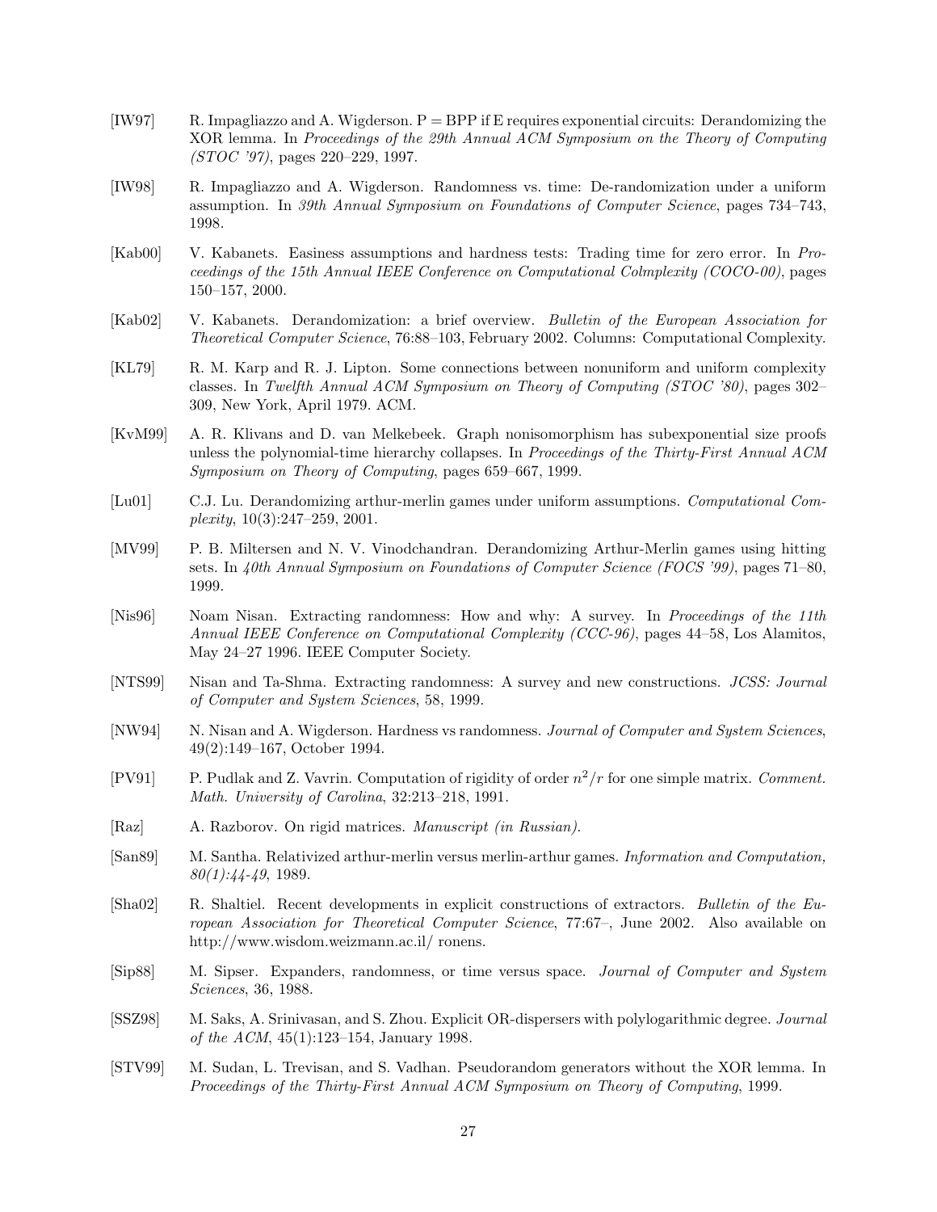[IW97] R. Impagliazzo and A. Wigderson. P = BPP if E requires exponential circuits: Derandomizing the XOR lemma. In *Proceedings of the 29th Annual ACM Symposium on the Theory of Computing (STOC '97)*, pages 220–229, 1997.

[IW98] R. Impagliazzo and A. Wigderson. Randomness vs. time: De-randomization under a uniform assumption. In *39th Annual Symposium on Foundations of Computer Science*, pages 734–743, 1998.

[Kab00] V. Kabanets. Easiness assumptions and hardness tests: Trading time for zero error. In *Proceedings of the 15th Annual IEEE Conference on Computational Colmplexity (COCO-00)*, pages 150–157, 2000.

[Kab02] V. Kabanets. Derandomization: a brief overview. *Bulletin of the European Association for Theoretical Computer Science*, 76:88–103, February 2002. Columns: Computational Complexity.

[KL79] R. M. Karp and R. J. Lipton. Some connections between nonuniform and uniform complexity classes. In *Twelfth Annual ACM Symposium on Theory of Computing (STOC '80)*, pages 302–309, New York, April 1979. ACM.

[KvM99] A. R. Klivans and D. van Melkebeek. Graph nonisomorphism has subexponential size proofs unless the polynomial-time hierarchy collapses. In *Proceedings of the Thirty-First Annual ACM Symposium on Theory of Computing*, pages 659–667, 1999.

[Lu01] C.J. Lu. Derandomizing arthur-merlin games under uniform assumptions. *Computational Complexity*, 10(3):247–259, 2001.

[MV99] P. B. Miltersen and N. V. Vinodchandran. Derandomizing Arthur-Merlin games using hitting sets. In *40th Annual Symposium on Foundations of Computer Science (FOCS '99)*, pages 71–80, 1999.

[Nis96] Noam Nisan. Extracting randomness: How and why: A survey. In *Proceedings of the 11th Annual IEEE Conference on Computational Complexity (CCC-96)*, pages 44–58, Los Alamitos, May 24–27 1996. IEEE Computer Society.

[NTS99] Nisan and Ta-Shma. Extracting randomness: A survey and new constructions. *JCSS: Journal of Computer and System Sciences*, 58, 1999.

[NW94] N. Nisan and A. Wigderson. Hardness vs randomness. *Journal of Computer and System Sciences*, 49(2):149–167, October 1994.

[PV91] P. Pudlak and Z. Vavrin. Computation of rigidity of order $n^2/r$ for one simple matrix. *Comment. Math. University of Carolina*, 32:213–218, 1991.

[Raz] A. Razborov. On rigid matrices. *Manuscript (in Russian)*.

[San89] M. Santha. Relativized arthur-merlin versus merlin-arthur games. *Information and Computation, 80(1):44-49*, 1989.

[Sha02] R. Shaltiel. Recent developments in explicit constructions of extractors. *Bulletin of the European Association for Theoretical Computer Science*, 77:67–, June 2002. Also available on http://www.wisdom.weizmann.ac.il/ ronens.

[Sip88] M. Sipser. Expanders, randomness, or time versus space. *Journal of Computer and System Sciences*, 36, 1988.

[SSZ98] M. Saks, A. Srinivasan, and S. Zhou. Explicit OR-dispersers with polylogarithmic degree. *Journal of the ACM*, 45(1):123–154, January 1998.

[STV99] M. Sudan, L. Trevisan, and S. Vadhan. Pseudorandom generators without the XOR lemma. In *Proceedings of the Thirty-First Annual ACM Symposium on Theory of Computing*, 1999.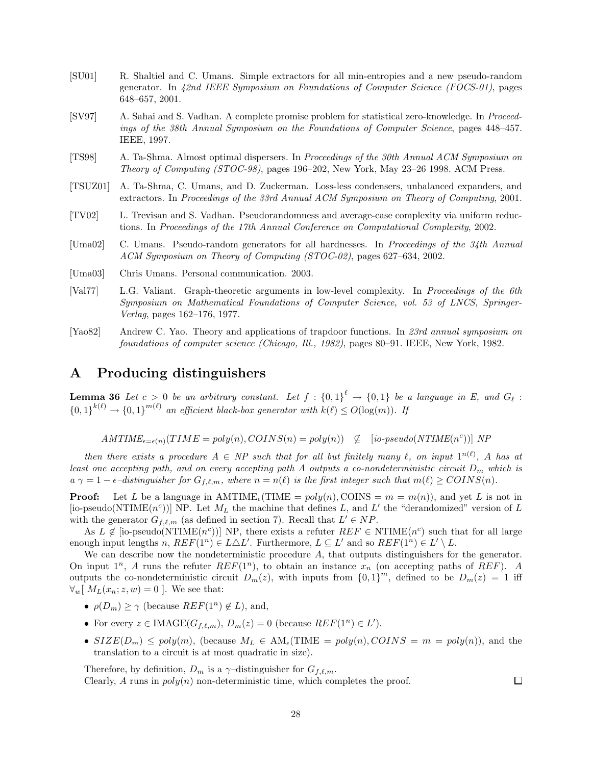[SU01] R. Shaltiel and C. Umans. Simple extractors for all min-entropies and a new pseudo-random generator. In *42nd IEEE Symposium on Foundations of Computer Science (FOCS-01)*, pages 648–657, 2001.

[SV97] A. Sahai and S. Vadhan. A complete promise problem for statistical zero-knowledge. In *Proceedings of the 38th Annual Symposium on the Foundations of Computer Science*, pages 448–457. IEEE, 1997.

[TS98] A. Ta-Shma. Almost optimal dispersers. In *Proceedings of the 30th Annual ACM Symposium on Theory of Computing (STOC-98)*, pages 196–202, New York, May 23–26 1998. ACM Press.

[TSUZ01] A. Ta-Shma, C. Umans, and D. Zuckerman. Loss-less condensers, unbalanced expanders, and extractors. In *Proceedings of the 33rd Annual ACM Symposium on Theory of Computing*, 2001.

[TV02] L. Trevisan and S. Vadhan. Pseudorandomness and average-case complexity via uniform reductions. In *Proceedings of the 17th Annual Conference on Computational Complexity*, 2002.

[Uma02] C. Umans. Pseudo-random generators for all hardnesses. In *Proceedings of the 34th Annual ACM Symposium on Theory of Computing (STOC-02)*, pages 627–634, 2002.

[Uma03] Chris Umans. Personal communication. 2003.

[Val77] L.G. Valiant. Graph-theoretic arguments in low-level complexity. In *Proceedings of the 6th Symposium on Mathematical Foundations of Computer Science, vol. 53 of LNCS, Springer-Verlag*, pages 162–176, 1977.

[Yao82] Andrew C. Yao. Theory and applications of trapdoor functions. In *23rd annual symposium on foundations of computer science (Chicago, Ill., 1982)*, pages 80–91. IEEE, New York, 1982.

# A Producing distinguishers

**Lemma 36** *Let $c > 0$ be an arbitrary constant. Let $f : \{0,1\}^{\ell} \to \{0,1\}$ be a language in E, and $G_{\ell} : \{0,1\}^{k(\ell)} \to \{0,1\}^{m(\ell)}$ an efficient black-box generator with $k(\ell) \le O(\log(m))$. If*

$$AMTIME_{\epsilon=\epsilon(n)}(TIME = poly(n), COINS(n) = poly(n)) \quad \not\subseteq \quad [io\text{-}pseudo(NTIME(n^c))]\ NP$$

*then there exists a procedure $A \in NP$ such that for all but finitely many $\ell$, on input $1^{n(\ell)}$, $A$ has at least one accepting path, and on every accepting path $A$ outputs a co-nondeterministic circuit $D_m$ which is a $\gamma = 1 - \epsilon$–distinguisher for $G_{f,\ell,m}$, where $n = n(\ell)$ is the first integer such that $m(\ell) \ge COINS(n)$.*

**Proof:** Let $L$ be a language in $\text{AMTIME}_{\epsilon}(\text{TIME} = poly(n), \text{COINS} = m = m(n))$, and yet $L$ is not in [io-pseudo(NTIME($n^c$))] NP. Let $M_L$ the machine that defines $L$, and $L'$ the "derandomized" version of $L$ with the generator $G_{f,\ell,m}$ (as defined in section 7). Recall that $L' \in NP$.

As $L \notin$ [io-pseudo(NTIME($n^c$))] NP, there exists a refuter $REF \in \text{NTIME}(n^c)$ such that for all large enough input lengths $n$, $REF(1^n) \in L \triangle L'$. Furthermore, $L \subseteq L'$ and so $REF(1^n) \in L' \setminus L$.

We can describe now the nondeterministic procedure $A$, that outputs distinguishers for the generator. On input $1^n$, $A$ runs the refuter $REF(1^n)$, to obtain an instance $x_n$ (on accepting paths of $REF$). $A$ outputs the co-nondeterministic circuit $D_m(z)$, with inputs from $\{0,1\}^m$, defined to be $D_m(z) = 1$ iff $\forall_w [\ M_L(x_n; z, w) = 0\ ]$. We see that:

- $\rho(D_m) \ge \gamma$ (because $REF(1^n) \notin L$), and,
- For every $z \in \text{IMAGE}(G_{f,\ell,m})$, $D_m(z) = 0$ (because $REF(1^n) \in L'$).
- $SIZE(D_m) \le poly(m)$, (because $M_L \in \text{AM}_{\epsilon}(\text{TIME} = poly(n), COINS = m = poly(n))$, and the translation to a circuit is at most quadratic in size).

Therefore, by definition, $D_m$ is a $\gamma$–distinguisher for $G_{f,\ell,m}$.
Clearly, $A$ runs in $poly(n)$ non-deterministic time, which completes the proof. □